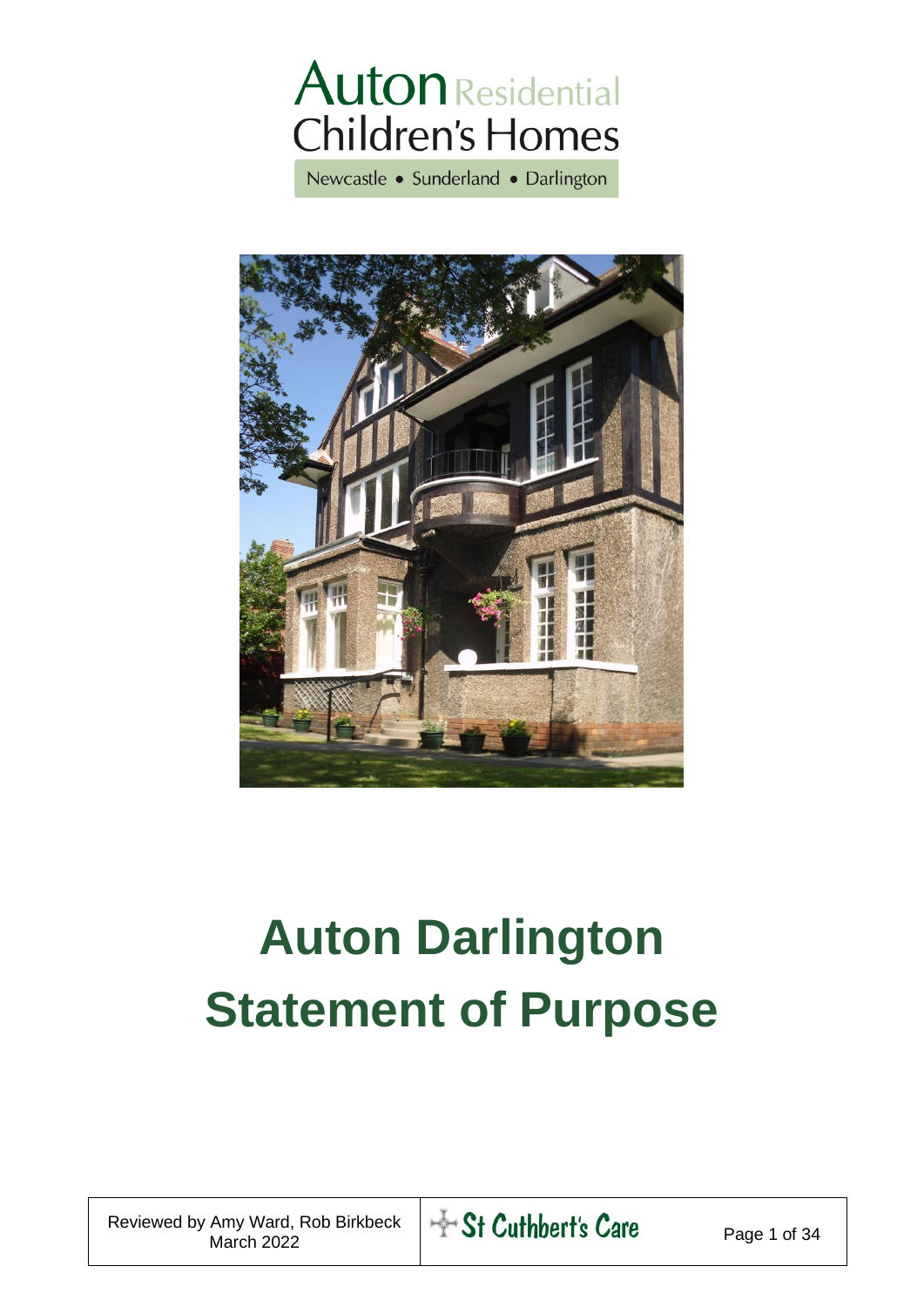Auton Residential Children's Homes

Newcastle • Sunderland • Darlington

# Auton Darlington Statement of Purpose

Reviewed by Amy Ward, Rob Birkbeck
March 2022

St Cuthbert's Care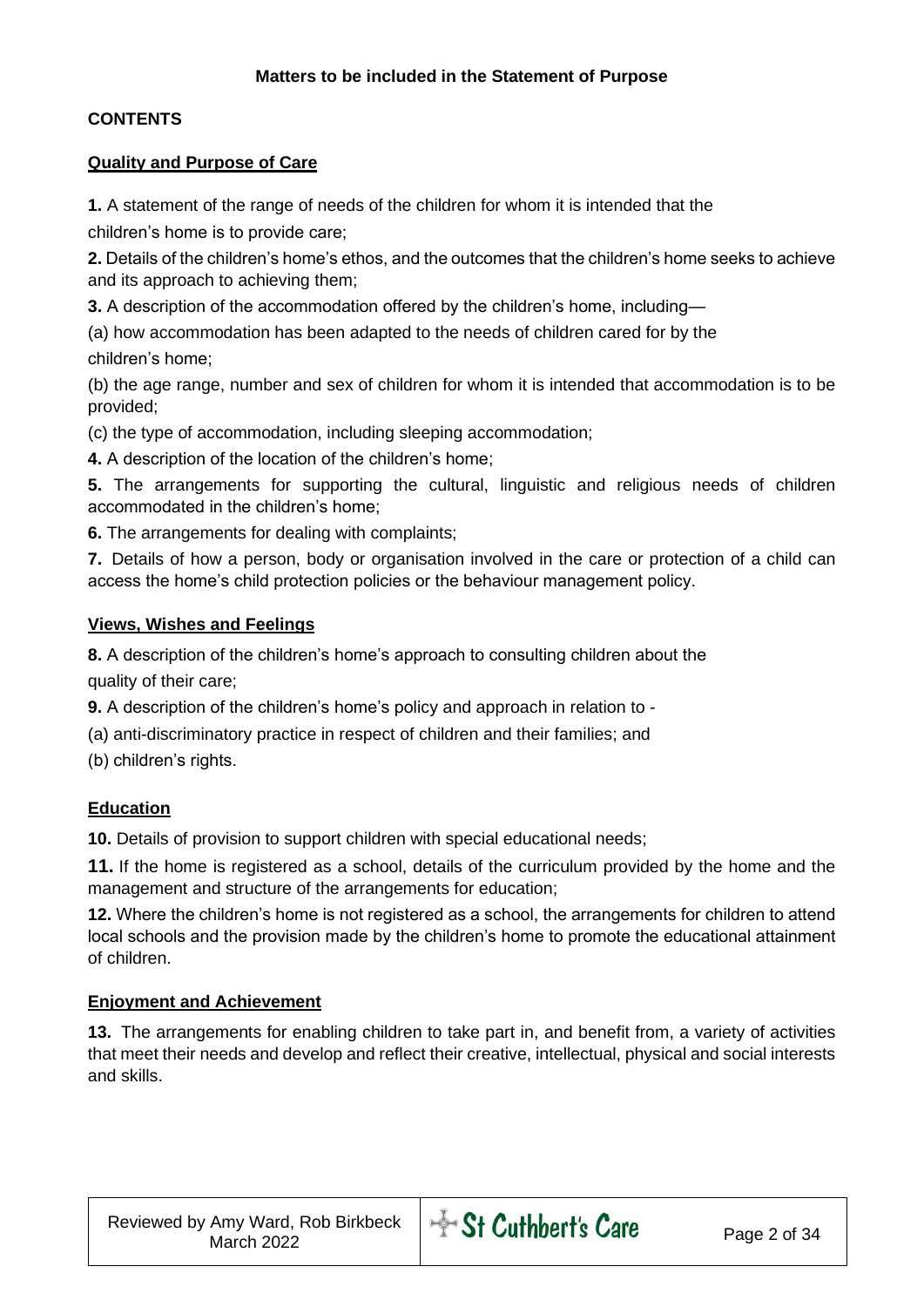**Matters to be included in the Statement of Purpose**

**CONTENTS**

**Quality and Purpose of Care**

**1.** A statement of the range of needs of the children for whom it is intended that the children's home is to provide care;

**2.** Details of the children's home's ethos, and the outcomes that the children's home seeks to achieve and its approach to achieving them;

**3.** A description of the accommodation offered by the children's home, including—

(a) how accommodation has been adapted to the needs of children cared for by the children's home;

(b) the age range, number and sex of children for whom it is intended that accommodation is to be provided;

(c) the type of accommodation, including sleeping accommodation;

**4.** A description of the location of the children's home;

**5.** The arrangements for supporting the cultural, linguistic and religious needs of children accommodated in the children's home;

**6.** The arrangements for dealing with complaints;

**7.** Details of how a person, body or organisation involved in the care or protection of a child can access the home's child protection policies or the behaviour management policy.

**Views, Wishes and Feelings**

**8.** A description of the children's home's approach to consulting children about the quality of their care;

**9.** A description of the children's home's policy and approach in relation to -

(a) anti-discriminatory practice in respect of children and their families; and

(b) children's rights.

**Education**

**10.** Details of provision to support children with special educational needs;

**11.** If the home is registered as a school, details of the curriculum provided by the home and the management and structure of the arrangements for education;

**12.** Where the children's home is not registered as a school, the arrangements for children to attend local schools and the provision made by the children's home to promote the educational attainment of children.

**Enjoyment and Achievement**

**13.** The arrangements for enabling children to take part in, and benefit from, a variety of activities that meet their needs and develop and reflect their creative, intellectual, physical and social interests and skills.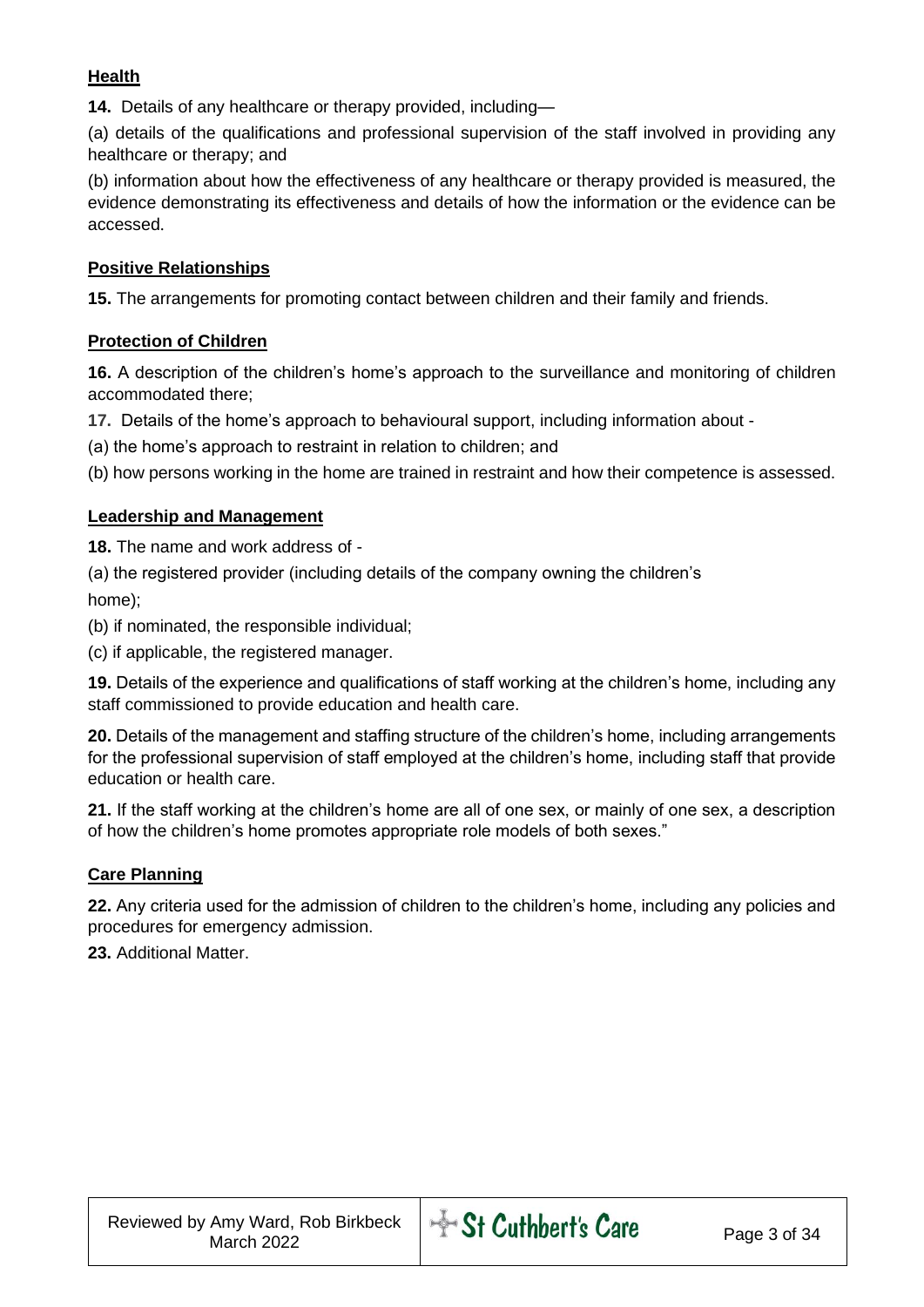**Health**

**14.** Details of any healthcare or therapy provided, including—

(a) details of the qualifications and professional supervision of the staff involved in providing any healthcare or therapy; and

(b) information about how the effectiveness of any healthcare or therapy provided is measured, the evidence demonstrating its effectiveness and details of how the information or the evidence can be accessed.

**Positive Relationships**

**15.** The arrangements for promoting contact between children and their family and friends.

**Protection of Children**

**16.** A description of the children's home's approach to the surveillance and monitoring of children accommodated there;

**17.** Details of the home's approach to behavioural support, including information about -

(a) the home's approach to restraint in relation to children; and

(b) how persons working in the home are trained in restraint and how their competence is assessed.

**Leadership and Management**

**18.** The name and work address of -

(a) the registered provider (including details of the company owning the children's home);

(b) if nominated, the responsible individual;

(c) if applicable, the registered manager.

**19.** Details of the experience and qualifications of staff working at the children's home, including any staff commissioned to provide education and health care.

**20.** Details of the management and staffing structure of the children's home, including arrangements for the professional supervision of staff employed at the children's home, including staff that provide education or health care.

**21.** If the staff working at the children's home are all of one sex, or mainly of one sex, a description of how the children's home promotes appropriate role models of both sexes."

**Care Planning**

**22.** Any criteria used for the admission of children to the children's home, including any policies and procedures for emergency admission.

**23.** Additional Matter.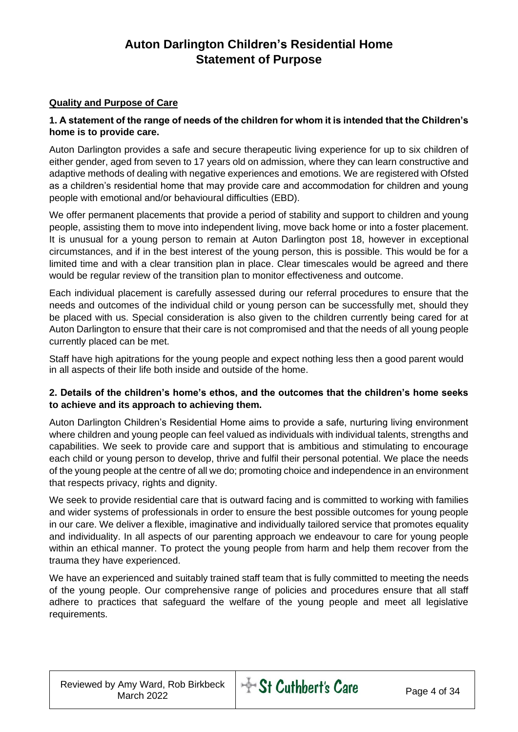# Auton Darlington Children's Residential Home
# Statement of Purpose

**Quality and Purpose of Care**

**1. A statement of the range of needs of the children for whom it is intended that the Children's home is to provide care.**

Auton Darlington provides a safe and secure therapeutic living experience for up to six children of either gender, aged from seven to 17 years old on admission, where they can learn constructive and adaptive methods of dealing with negative experiences and emotions. We are registered with Ofsted as a children's residential home that may provide care and accommodation for children and young people with emotional and/or behavioural difficulties (EBD).

We offer permanent placements that provide a period of stability and support to children and young people, assisting them to move into independent living, move back home or into a foster placement. It is unusual for a young person to remain at Auton Darlington post 18, however in exceptional circumstances, and if in the best interest of the young person, this is possible. This would be for a limited time and with a clear transition plan in place. Clear timescales would be agreed and there would be regular review of the transition plan to monitor effectiveness and outcome.

Each individual placement is carefully assessed during our referral procedures to ensure that the needs and outcomes of the individual child or young person can be successfully met, should they be placed with us. Special consideration is also given to the children currently being cared for at Auton Darlington to ensure that their care is not compromised and that the needs of all young people currently placed can be met.

Staff have high apitrations for the young people and expect nothing less then a good parent would in all aspects of their life both inside and outside of the home.

**2. Details of the children's home's ethos, and the outcomes that the children's home seeks to achieve and its approach to achieving them.**

Auton Darlington Children's Residential Home aims to provide a safe, nurturing living environment where children and young people can feel valued as individuals with individual talents, strengths and capabilities. We seek to provide care and support that is ambitious and stimulating to encourage each child or young person to develop, thrive and fulfil their personal potential. We place the needs of the young people at the centre of all we do; promoting choice and independence in an environment that respects privacy, rights and dignity.

We seek to provide residential care that is outward facing and is committed to working with families and wider systems of professionals in order to ensure the best possible outcomes for young people in our care. We deliver a flexible, imaginative and individually tailored service that promotes equality and individuality. In all aspects of our parenting approach we endeavour to care for young people within an ethical manner. To protect the young people from harm and help them recover from the trauma they have experienced.

We have an experienced and suitably trained staff team that is fully committed to meeting the needs of the young people. Our comprehensive range of policies and procedures ensure that all staff adhere to practices that safeguard the welfare of the young people and meet all legislative requirements.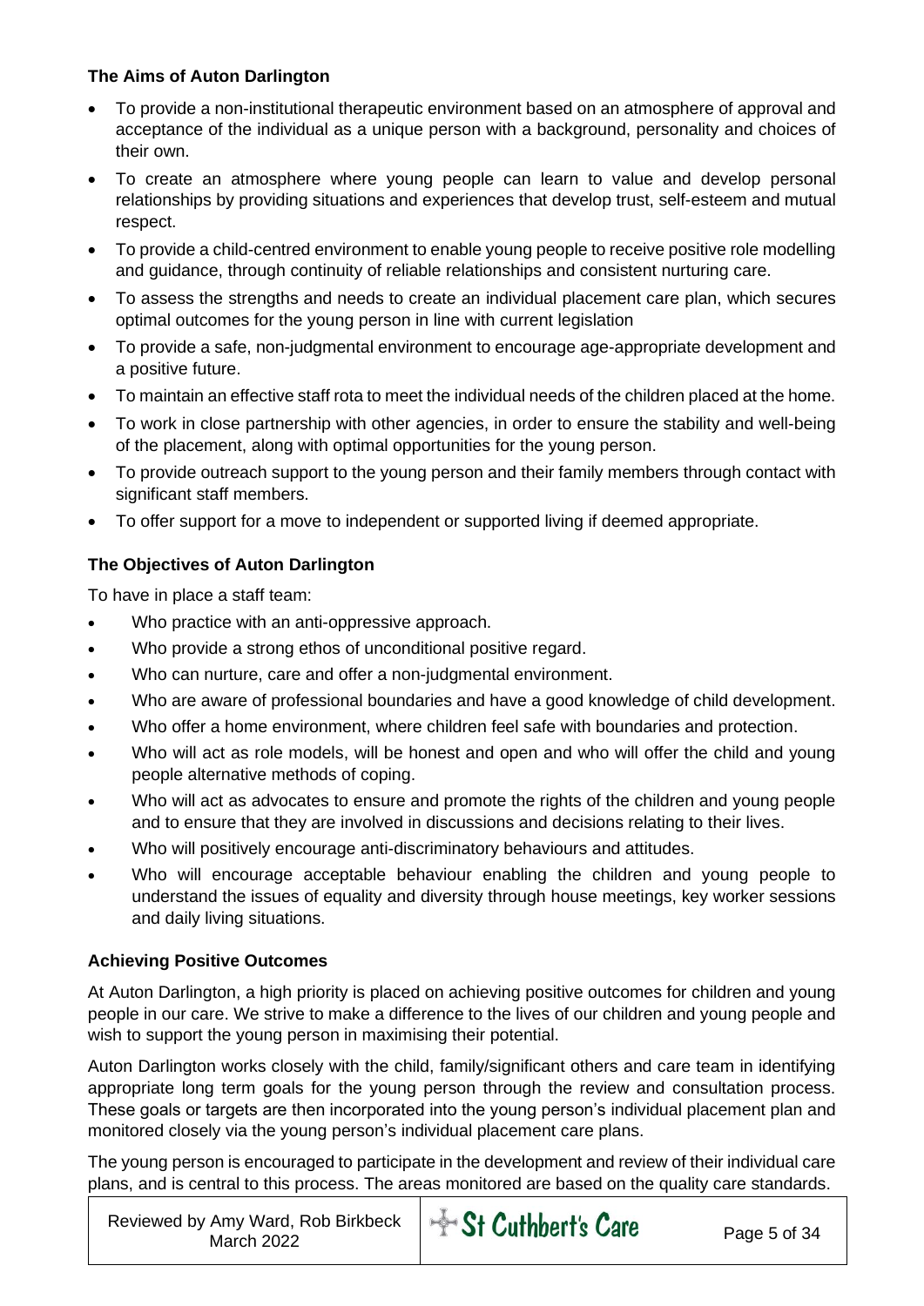### The Aims of Auton Darlington

- To provide a non-institutional therapeutic environment based on an atmosphere of approval and acceptance of the individual as a unique person with a background, personality and choices of their own.
- To create an atmosphere where young people can learn to value and develop personal relationships by providing situations and experiences that develop trust, self-esteem and mutual respect.
- To provide a child-centred environment to enable young people to receive positive role modelling and guidance, through continuity of reliable relationships and consistent nurturing care.
- To assess the strengths and needs to create an individual placement care plan, which secures optimal outcomes for the young person in line with current legislation
- To provide a safe, non-judgmental environment to encourage age-appropriate development and a positive future.
- To maintain an effective staff rota to meet the individual needs of the children placed at the home.
- To work in close partnership with other agencies, in order to ensure the stability and well-being of the placement, along with optimal opportunities for the young person.
- To provide outreach support to the young person and their family members through contact with significant staff members.
- To offer support for a move to independent or supported living if deemed appropriate.

### The Objectives of Auton Darlington

To have in place a staff team:

- Who practice with an anti-oppressive approach.
- Who provide a strong ethos of unconditional positive regard.
- Who can nurture, care and offer a non-judgmental environment.
- Who are aware of professional boundaries and have a good knowledge of child development.
- Who offer a home environment, where children feel safe with boundaries and protection.
- Who will act as role models, will be honest and open and who will offer the child and young people alternative methods of coping.
- Who will act as advocates to ensure and promote the rights of the children and young people and to ensure that they are involved in discussions and decisions relating to their lives.
- Who will positively encourage anti-discriminatory behaviours and attitudes.
- Who will encourage acceptable behaviour enabling the children and young people to understand the issues of equality and diversity through house meetings, key worker sessions and daily living situations.

### Achieving Positive Outcomes

At Auton Darlington, a high priority is placed on achieving positive outcomes for children and young people in our care. We strive to make a difference to the lives of our children and young people and wish to support the young person in maximising their potential.

Auton Darlington works closely with the child, family/significant others and care team in identifying appropriate long term goals for the young person through the review and consultation process. These goals or targets are then incorporated into the young person's individual placement plan and monitored closely via the young person's individual placement care plans.

The young person is encouraged to participate in the development and review of their individual care plans, and is central to this process. The areas monitored are based on the quality care standards.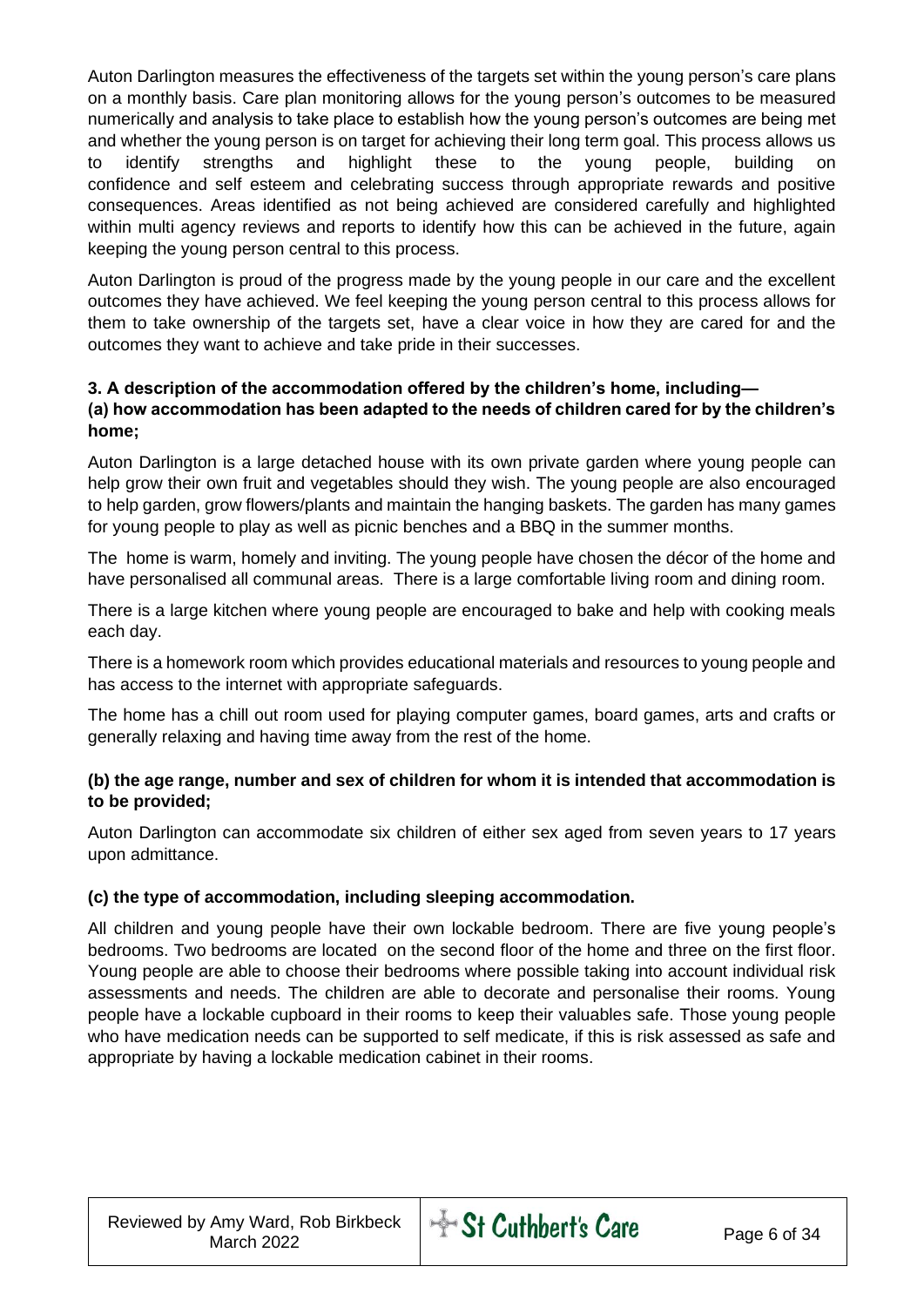Auton Darlington measures the effectiveness of the targets set within the young person's care plans on a monthly basis. Care plan monitoring allows for the young person's outcomes to be measured numerically and analysis to take place to establish how the young person's outcomes are being met and whether the young person is on target for achieving their long term goal. This process allows us to identify strengths and highlight these to the young people, building on confidence and self esteem and celebrating success through appropriate rewards and positive consequences. Areas identified as not being achieved are considered carefully and highlighted within multi agency reviews and reports to identify how this can be achieved in the future, again keeping the young person central to this process.

Auton Darlington is proud of the progress made by the young people in our care and the excellent outcomes they have achieved. We feel keeping the young person central to this process allows for them to take ownership of the targets set, have a clear voice in how they are cared for and the outcomes they want to achieve and take pride in their successes.

**3. A description of the accommodation offered by the children's home, including—**
**(a) how accommodation has been adapted to the needs of children cared for by the children's home;**

Auton Darlington is a large detached house with its own private garden where young people can help grow their own fruit and vegetables should they wish. The young people are also encouraged to help garden, grow flowers/plants and maintain the hanging baskets. The garden has many games for young people to play as well as picnic benches and a BBQ in the summer months.

The home is warm, homely and inviting. The young people have chosen the décor of the home and have personalised all communal areas. There is a large comfortable living room and dining room.

There is a large kitchen where young people are encouraged to bake and help with cooking meals each day.

There is a homework room which provides educational materials and resources to young people and has access to the internet with appropriate safeguards.

The home has a chill out room used for playing computer games, board games, arts and crafts or generally relaxing and having time away from the rest of the home.

**(b) the age range, number and sex of children for whom it is intended that accommodation is to be provided;**

Auton Darlington can accommodate six children of either sex aged from seven years to 17 years upon admittance.

**(c) the type of accommodation, including sleeping accommodation.**

All children and young people have their own lockable bedroom. There are five young people's bedrooms. Two bedrooms are located on the second floor of the home and three on the first floor. Young people are able to choose their bedrooms where possible taking into account individual risk assessments and needs. The children are able to decorate and personalise their rooms. Young people have a lockable cupboard in their rooms to keep their valuables safe. Those young people who have medication needs can be supported to self medicate, if this is risk assessed as safe and appropriate by having a lockable medication cabinet in their rooms.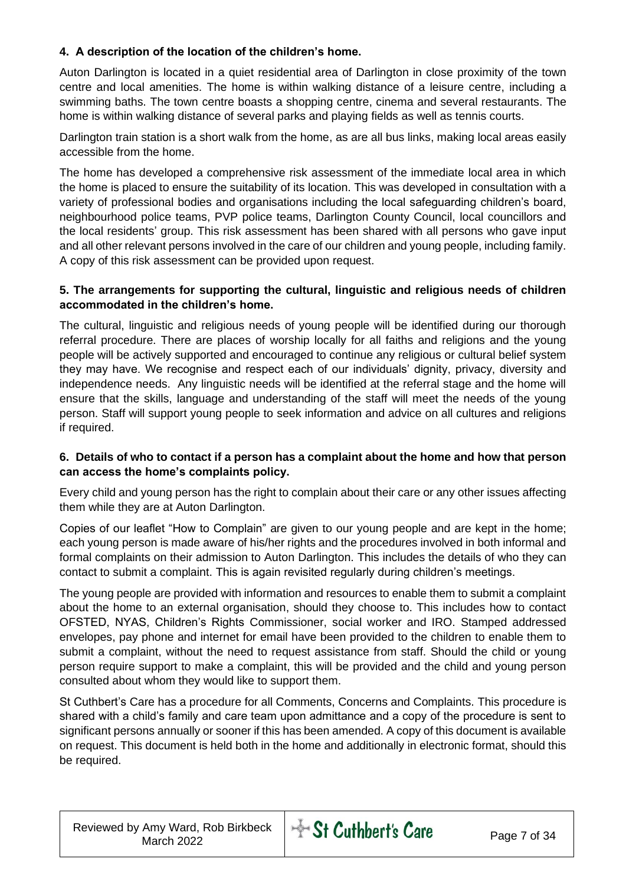### 4. A description of the location of the children's home.

Auton Darlington is located in a quiet residential area of Darlington in close proximity of the town centre and local amenities. The home is within walking distance of a leisure centre, including a swimming baths. The town centre boasts a shopping centre, cinema and several restaurants. The home is within walking distance of several parks and playing fields as well as tennis courts.

Darlington train station is a short walk from the home, as are all bus links, making local areas easily accessible from the home.

The home has developed a comprehensive risk assessment of the immediate local area in which the home is placed to ensure the suitability of its location. This was developed in consultation with a variety of professional bodies and organisations including the local safeguarding children's board, neighbourhood police teams, PVP police teams, Darlington County Council, local councillors and the local residents' group. This risk assessment has been shared with all persons who gave input and all other relevant persons involved in the care of our children and young people, including family. A copy of this risk assessment can be provided upon request.

### 5. The arrangements for supporting the cultural, linguistic and religious needs of children accommodated in the children's home.

The cultural, linguistic and religious needs of young people will be identified during our thorough referral procedure. There are places of worship locally for all faiths and religions and the young people will be actively supported and encouraged to continue any religious or cultural belief system they may have. We recognise and respect each of our individuals' dignity, privacy, diversity and independence needs. Any linguistic needs will be identified at the referral stage and the home will ensure that the skills, language and understanding of the staff will meet the needs of the young person. Staff will support young people to seek information and advice on all cultures and religions if required.

### 6. Details of who to contact if a person has a complaint about the home and how that person can access the home's complaints policy.

Every child and young person has the right to complain about their care or any other issues affecting them while they are at Auton Darlington.

Copies of our leaflet "How to Complain" are given to our young people and are kept in the home; each young person is made aware of his/her rights and the procedures involved in both informal and formal complaints on their admission to Auton Darlington. This includes the details of who they can contact to submit a complaint. This is again revisited regularly during children's meetings.

The young people are provided with information and resources to enable them to submit a complaint about the home to an external organisation, should they choose to. This includes how to contact OFSTED, NYAS, Children's Rights Commissioner, social worker and IRO. Stamped addressed envelopes, pay phone and internet for email have been provided to the children to enable them to submit a complaint, without the need to request assistance from staff. Should the child or young person require support to make a complaint, this will be provided and the child and young person consulted about whom they would like to support them.

St Cuthbert's Care has a procedure for all Comments, Concerns and Complaints. This procedure is shared with a child's family and care team upon admittance and a copy of the procedure is sent to significant persons annually or sooner if this has been amended. A copy of this document is available on request. This document is held both in the home and additionally in electronic format, should this be required.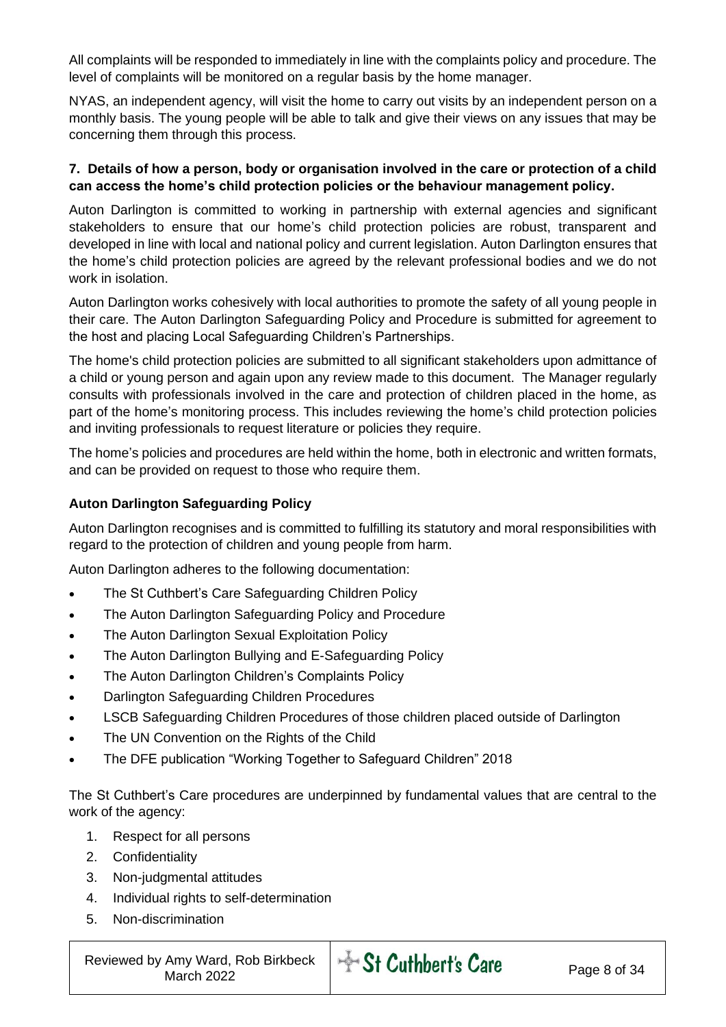All complaints will be responded to immediately in line with the complaints policy and procedure. The level of complaints will be monitored on a regular basis by the home manager.

NYAS, an independent agency, will visit the home to carry out visits by an independent person on a monthly basis. The young people will be able to talk and give their views on any issues that may be concerning them through this process.

**7. Details of how a person, body or organisation involved in the care or protection of a child can access the home's child protection policies or the behaviour management policy.**

Auton Darlington is committed to working in partnership with external agencies and significant stakeholders to ensure that our home's child protection policies are robust, transparent and developed in line with local and national policy and current legislation. Auton Darlington ensures that the home's child protection policies are agreed by the relevant professional bodies and we do not work in isolation.

Auton Darlington works cohesively with local authorities to promote the safety of all young people in their care. The Auton Darlington Safeguarding Policy and Procedure is submitted for agreement to the host and placing Local Safeguarding Children's Partnerships.

The home's child protection policies are submitted to all significant stakeholders upon admittance of a child or young person and again upon any review made to this document. The Manager regularly consults with professionals involved in the care and protection of children placed in the home, as part of the home's monitoring process. This includes reviewing the home's child protection policies and inviting professionals to request literature or policies they require.

The home's policies and procedures are held within the home, both in electronic and written formats, and can be provided on request to those who require them.

**Auton Darlington Safeguarding Policy**

Auton Darlington recognises and is committed to fulfilling its statutory and moral responsibilities with regard to the protection of children and young people from harm.

Auton Darlington adheres to the following documentation:

- The St Cuthbert's Care Safeguarding Children Policy
- The Auton Darlington Safeguarding Policy and Procedure
- The Auton Darlington Sexual Exploitation Policy
- The Auton Darlington Bullying and E-Safeguarding Policy
- The Auton Darlington Children's Complaints Policy
- Darlington Safeguarding Children Procedures
- LSCB Safeguarding Children Procedures of those children placed outside of Darlington
- The UN Convention on the Rights of the Child
- The DFE publication "Working Together to Safeguard Children" 2018

The St Cuthbert's Care procedures are underpinned by fundamental values that are central to the work of the agency:

1. Respect for all persons
2. Confidentiality
3. Non-judgmental attitudes
4. Individual rights to self-determination
5. Non-discrimination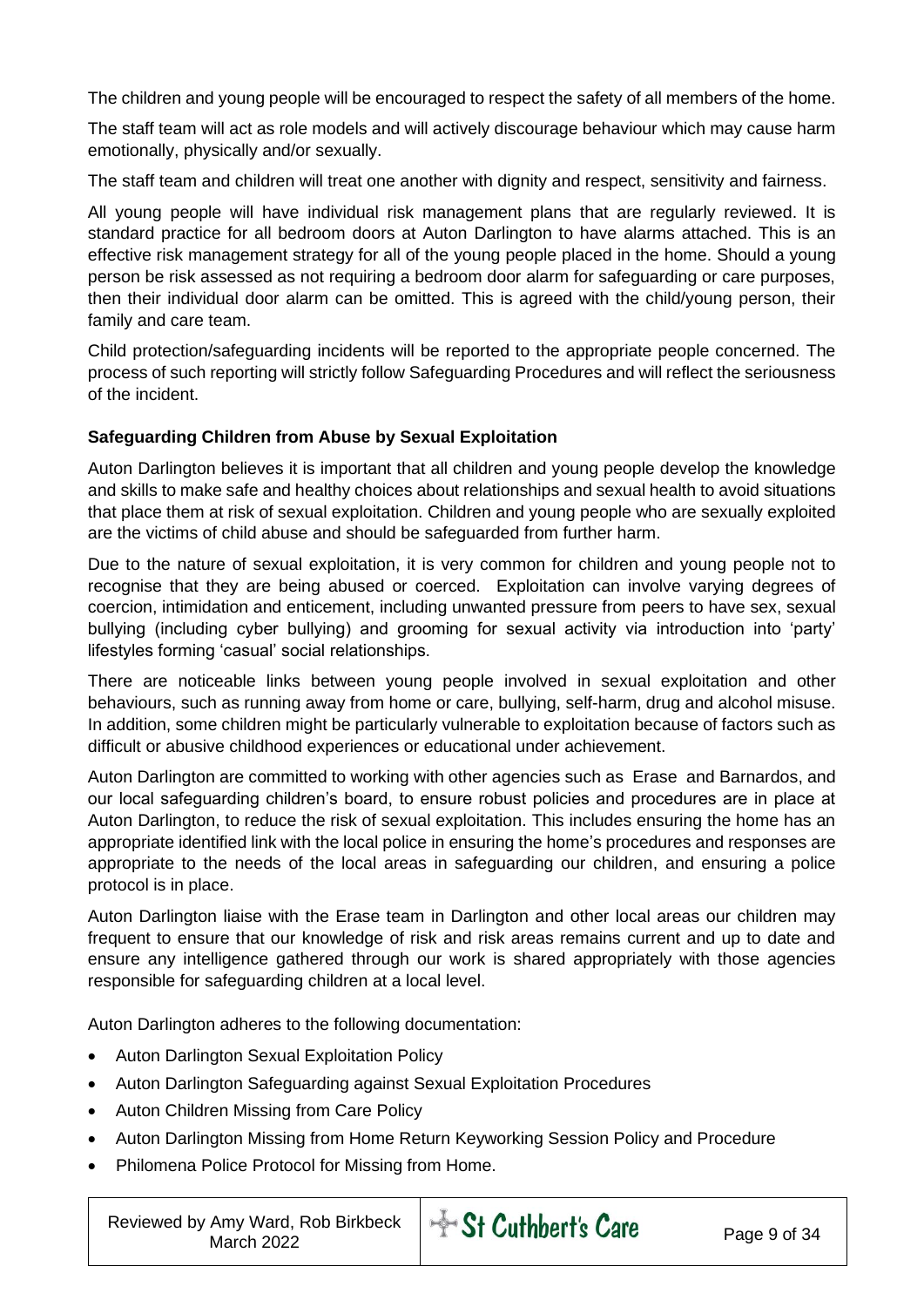The children and young people will be encouraged to respect the safety of all members of the home.

The staff team will act as role models and will actively discourage behaviour which may cause harm emotionally, physically and/or sexually.

The staff team and children will treat one another with dignity and respect, sensitivity and fairness.

All young people will have individual risk management plans that are regularly reviewed. It is standard practice for all bedroom doors at Auton Darlington to have alarms attached. This is an effective risk management strategy for all of the young people placed in the home. Should a young person be risk assessed as not requiring a bedroom door alarm for safeguarding or care purposes, then their individual door alarm can be omitted. This is agreed with the child/young person, their family and care team.

Child protection/safeguarding incidents will be reported to the appropriate people concerned. The process of such reporting will strictly follow Safeguarding Procedures and will reflect the seriousness of the incident.

**Safeguarding Children from Abuse by Sexual Exploitation**

Auton Darlington believes it is important that all children and young people develop the knowledge and skills to make safe and healthy choices about relationships and sexual health to avoid situations that place them at risk of sexual exploitation. Children and young people who are sexually exploited are the victims of child abuse and should be safeguarded from further harm.

Due to the nature of sexual exploitation, it is very common for children and young people not to recognise that they are being abused or coerced. Exploitation can involve varying degrees of coercion, intimidation and enticement, including unwanted pressure from peers to have sex, sexual bullying (including cyber bullying) and grooming for sexual activity via introduction into 'party' lifestyles forming 'casual' social relationships.

There are noticeable links between young people involved in sexual exploitation and other behaviours, such as running away from home or care, bullying, self-harm, drug and alcohol misuse. In addition, some children might be particularly vulnerable to exploitation because of factors such as difficult or abusive childhood experiences or educational under achievement.

Auton Darlington are committed to working with other agencies such as Erase and Barnardos, and our local safeguarding children's board, to ensure robust policies and procedures are in place at Auton Darlington, to reduce the risk of sexual exploitation. This includes ensuring the home has an appropriate identified link with the local police in ensuring the home's procedures and responses are appropriate to the needs of the local areas in safeguarding our children, and ensuring a police protocol is in place.

Auton Darlington liaise with the Erase team in Darlington and other local areas our children may frequent to ensure that our knowledge of risk and risk areas remains current and up to date and ensure any intelligence gathered through our work is shared appropriately with those agencies responsible for safeguarding children at a local level.

Auton Darlington adheres to the following documentation:

- Auton Darlington Sexual Exploitation Policy
- Auton Darlington Safeguarding against Sexual Exploitation Procedures
- Auton Children Missing from Care Policy
- Auton Darlington Missing from Home Return Keyworking Session Policy and Procedure
- Philomena Police Protocol for Missing from Home.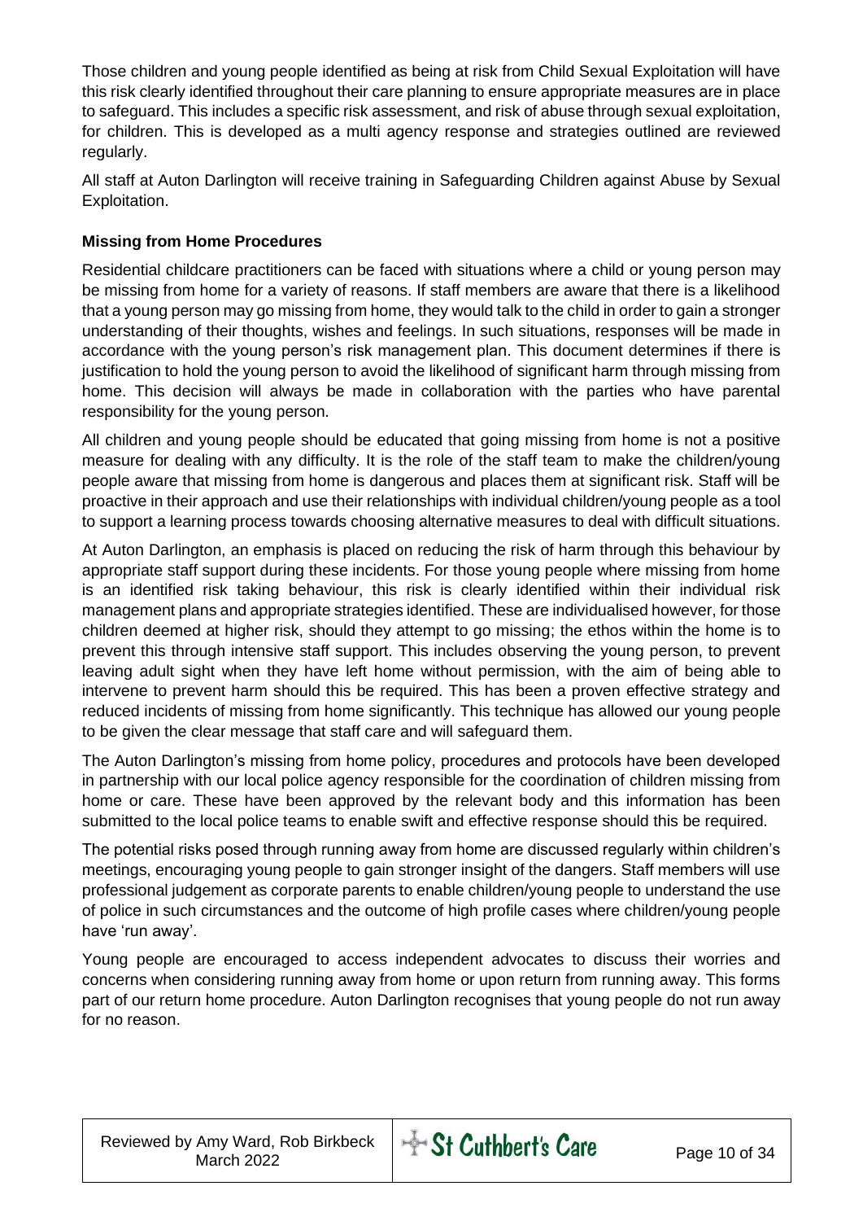Those children and young people identified as being at risk from Child Sexual Exploitation will have this risk clearly identified throughout their care planning to ensure appropriate measures are in place to safeguard. This includes a specific risk assessment, and risk of abuse through sexual exploitation, for children. This is developed as a multi agency response and strategies outlined are reviewed regularly.

All staff at Auton Darlington will receive training in Safeguarding Children against Abuse by Sexual Exploitation.

**Missing from Home Procedures**

Residential childcare practitioners can be faced with situations where a child or young person may be missing from home for a variety of reasons. If staff members are aware that there is a likelihood that a young person may go missing from home, they would talk to the child in order to gain a stronger understanding of their thoughts, wishes and feelings. In such situations, responses will be made in accordance with the young person's risk management plan. This document determines if there is justification to hold the young person to avoid the likelihood of significant harm through missing from home. This decision will always be made in collaboration with the parties who have parental responsibility for the young person.

All children and young people should be educated that going missing from home is not a positive measure for dealing with any difficulty. It is the role of the staff team to make the children/young people aware that missing from home is dangerous and places them at significant risk. Staff will be proactive in their approach and use their relationships with individual children/young people as a tool to support a learning process towards choosing alternative measures to deal with difficult situations.

At Auton Darlington, an emphasis is placed on reducing the risk of harm through this behaviour by appropriate staff support during these incidents. For those young people where missing from home is an identified risk taking behaviour, this risk is clearly identified within their individual risk management plans and appropriate strategies identified. These are individualised however, for those children deemed at higher risk, should they attempt to go missing; the ethos within the home is to prevent this through intensive staff support. This includes observing the young person, to prevent leaving adult sight when they have left home without permission, with the aim of being able to intervene to prevent harm should this be required. This has been a proven effective strategy and reduced incidents of missing from home significantly. This technique has allowed our young people to be given the clear message that staff care and will safeguard them.

The Auton Darlington's missing from home policy, procedures and protocols have been developed in partnership with our local police agency responsible for the coordination of children missing from home or care. These have been approved by the relevant body and this information has been submitted to the local police teams to enable swift and effective response should this be required.

The potential risks posed through running away from home are discussed regularly within children's meetings, encouraging young people to gain stronger insight of the dangers. Staff members will use professional judgement as corporate parents to enable children/young people to understand the use of police in such circumstances and the outcome of high profile cases where children/young people have 'run away'.

Young people are encouraged to access independent advocates to discuss their worries and concerns when considering running away from home or upon return from running away. This forms part of our return home procedure. Auton Darlington recognises that young people do not run away for no reason.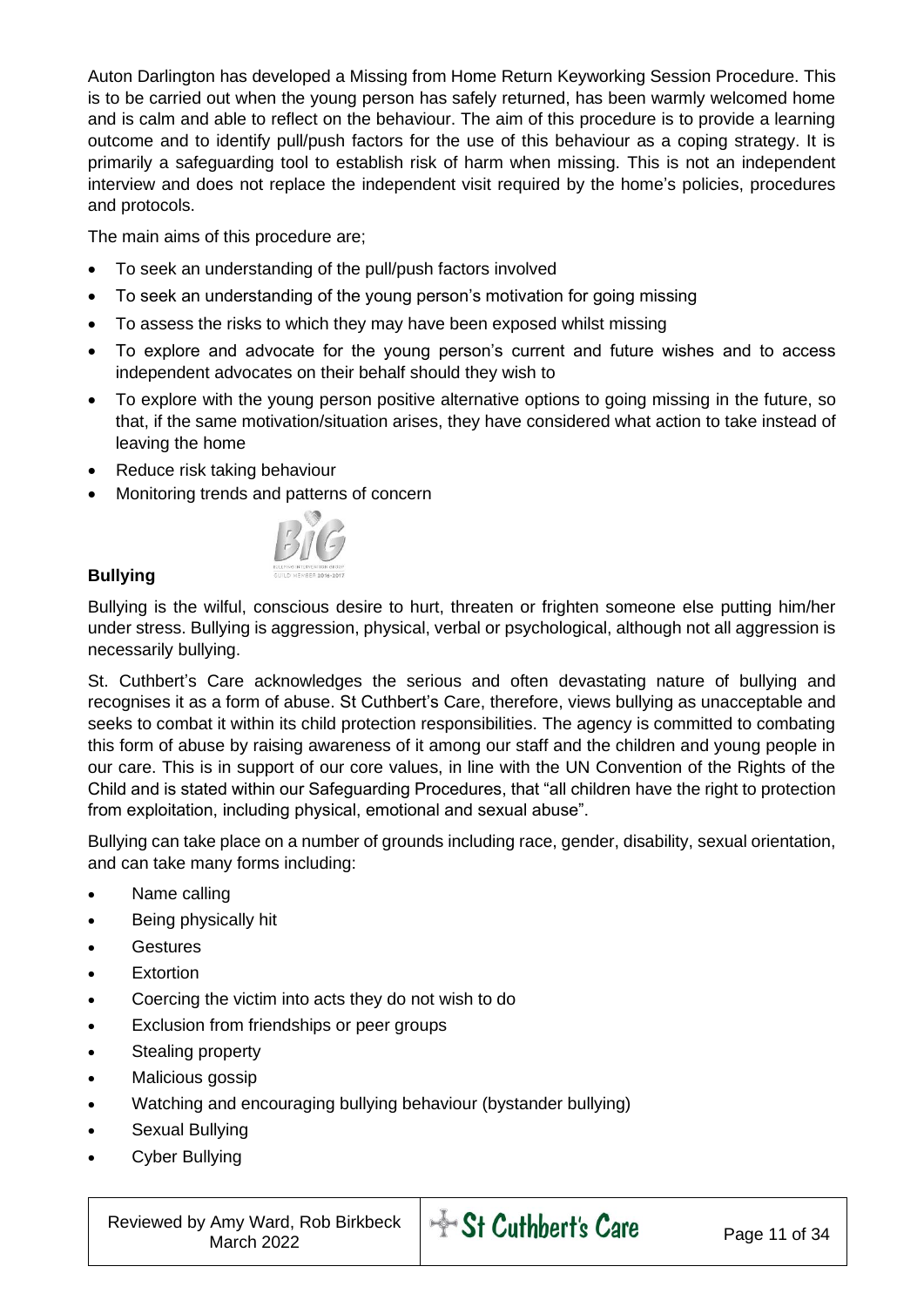Auton Darlington has developed a Missing from Home Return Keyworking Session Procedure. This is to be carried out when the young person has safely returned, has been warmly welcomed home and is calm and able to reflect on the behaviour. The aim of this procedure is to provide a learning outcome and to identify pull/push factors for the use of this behaviour as a coping strategy. It is primarily a safeguarding tool to establish risk of harm when missing. This is not an independent interview and does not replace the independent visit required by the home's policies, procedures and protocols.

The main aims of this procedure are;

- To seek an understanding of the pull/push factors involved
- To seek an understanding of the young person's motivation for going missing
- To assess the risks to which they may have been exposed whilst missing
- To explore and advocate for the young person's current and future wishes and to access independent advocates on their behalf should they wish to
- To explore with the young person positive alternative options to going missing in the future, so that, if the same motivation/situation arises, they have considered what action to take instead of leaving the home
- Reduce risk taking behaviour
- Monitoring trends and patterns of concern

## Bullying

Bullying is the wilful, conscious desire to hurt, threaten or frighten someone else putting him/her under stress. Bullying is aggression, physical, verbal or psychological, although not all aggression is necessarily bullying.

St. Cuthbert's Care acknowledges the serious and often devastating nature of bullying and recognises it as a form of abuse. St Cuthbert's Care, therefore, views bullying as unacceptable and seeks to combat it within its child protection responsibilities. The agency is committed to combating this form of abuse by raising awareness of it among our staff and the children and young people in our care. This is in support of our core values, in line with the UN Convention of the Rights of the Child and is stated within our Safeguarding Procedures, that "all children have the right to protection from exploitation, including physical, emotional and sexual abuse".

Bullying can take place on a number of grounds including race, gender, disability, sexual orientation, and can take many forms including:

- Name calling
- Being physically hit
- Gestures
- Extortion
- Coercing the victim into acts they do not wish to do
- Exclusion from friendships or peer groups
- Stealing property
- Malicious gossip
- Watching and encouraging bullying behaviour (bystander bullying)
- Sexual Bullying
- Cyber Bullying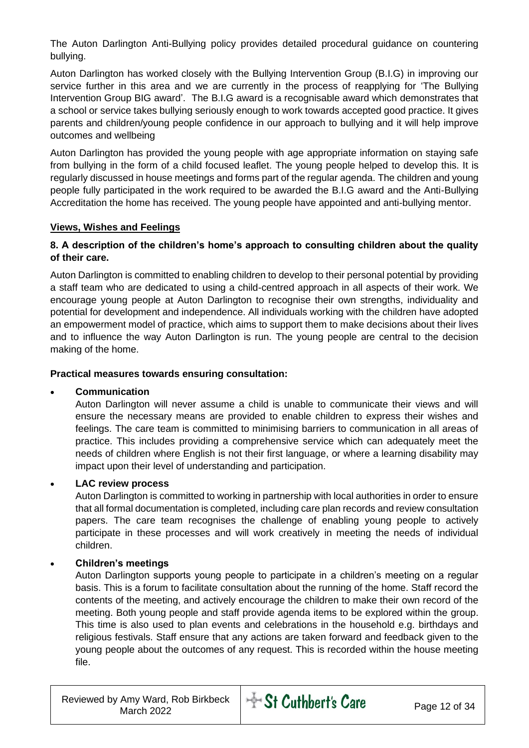The Auton Darlington Anti-Bullying policy provides detailed procedural guidance on countering bullying.

Auton Darlington has worked closely with the Bullying Intervention Group (B.I.G) in improving our service further in this area and we are currently in the process of reapplying for 'The Bullying Intervention Group BIG award'. The B.I.G award is a recognisable award which demonstrates that a school or service takes bullying seriously enough to work towards accepted good practice. It gives parents and children/young people confidence in our approach to bullying and it will help improve outcomes and wellbeing

Auton Darlington has provided the young people with age appropriate information on staying safe from bullying in the form of a child focused leaflet. The young people helped to develop this. It is regularly discussed in house meetings and forms part of the regular agenda. The children and young people fully participated in the work required to be awarded the B.I.G award and the Anti-Bullying Accreditation the home has received. The young people have appointed and anti-bullying mentor.

## Views, Wishes and Feelings

### 8. A description of the children's home's approach to consulting children about the quality of their care.

Auton Darlington is committed to enabling children to develop to their personal potential by providing a staff team who are dedicated to using a child-centred approach in all aspects of their work. We encourage young people at Auton Darlington to recognise their own strengths, individuality and potential for development and independence. All individuals working with the children have adopted an empowerment model of practice, which aims to support them to make decisions about their lives and to influence the way Auton Darlington is run. The young people are central to the decision making of the home.

**Practical measures towards ensuring consultation:**

- **Communication**

  Auton Darlington will never assume a child is unable to communicate their views and will ensure the necessary means are provided to enable children to express their wishes and feelings. The care team is committed to minimising barriers to communication in all areas of practice. This includes providing a comprehensive service which can adequately meet the needs of children where English is not their first language, or where a learning disability may impact upon their level of understanding and participation.

- **LAC review process**

  Auton Darlington is committed to working in partnership with local authorities in order to ensure that all formal documentation is completed, including care plan records and review consultation papers. The care team recognises the challenge of enabling young people to actively participate in these processes and will work creatively in meeting the needs of individual children.

- **Children's meetings**

  Auton Darlington supports young people to participate in a children's meeting on a regular basis. This is a forum to facilitate consultation about the running of the home. Staff record the contents of the meeting, and actively encourage the children to make their own record of the meeting. Both young people and staff provide agenda items to be explored within the group. This time is also used to plan events and celebrations in the household e.g. birthdays and religious festivals. Staff ensure that any actions are taken forward and feedback given to the young people about the outcomes of any request. This is recorded within the house meeting file.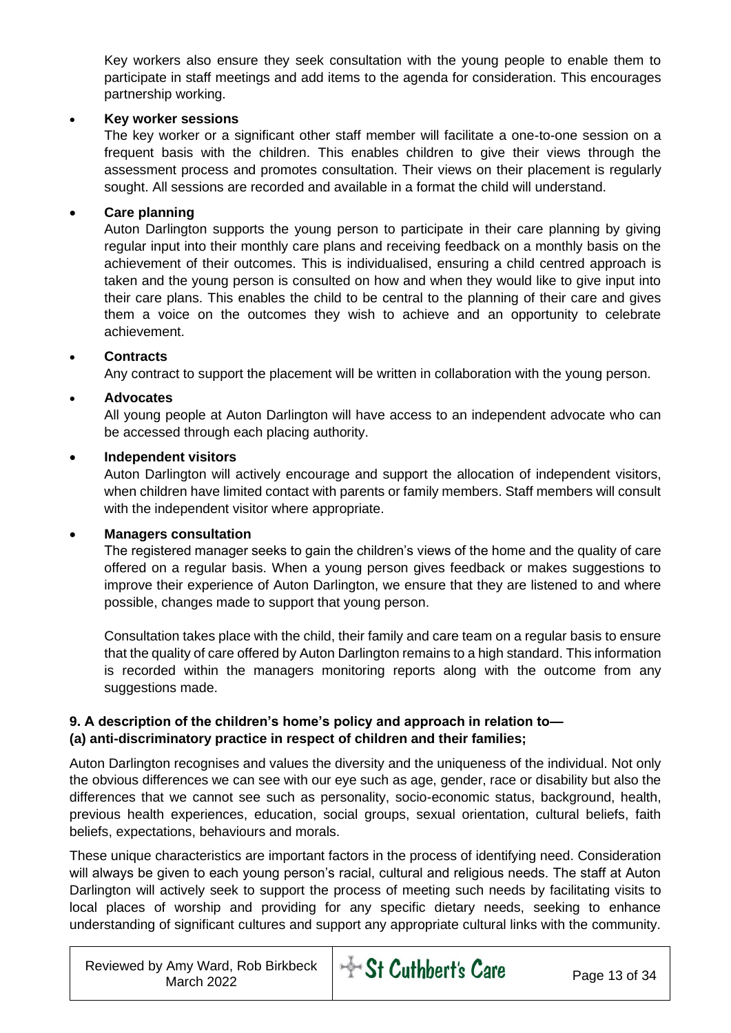Key workers also ensure they seek consultation with the young people to enable them to participate in staff meetings and add items to the agenda for consideration. This encourages partnership working.

- **Key worker sessions**
  The key worker or a significant other staff member will facilitate a one-to-one session on a frequent basis with the children. This enables children to give their views through the assessment process and promotes consultation. Their views on their placement is regularly sought. All sessions are recorded and available in a format the child will understand.

- **Care planning**
  Auton Darlington supports the young person to participate in their care planning by giving regular input into their monthly care plans and receiving feedback on a monthly basis on the achievement of their outcomes. This is individualised, ensuring a child centred approach is taken and the young person is consulted on how and when they would like to give input into their care plans. This enables the child to be central to the planning of their care and gives them a voice on the outcomes they wish to achieve and an opportunity to celebrate achievement.

- **Contracts**
  Any contract to support the placement will be written in collaboration with the young person.

- **Advocates**
  All young people at Auton Darlington will have access to an independent advocate who can be accessed through each placing authority.

- **Independent visitors**
  Auton Darlington will actively encourage and support the allocation of independent visitors, when children have limited contact with parents or family members. Staff members will consult with the independent visitor where appropriate.

- **Managers consultation**
  The registered manager seeks to gain the children's views of the home and the quality of care offered on a regular basis. When a young person gives feedback or makes suggestions to improve their experience of Auton Darlington, we ensure that they are listened to and where possible, changes made to support that young person.

  Consultation takes place with the child, their family and care team on a regular basis to ensure that the quality of care offered by Auton Darlington remains to a high standard. This information is recorded within the managers monitoring reports along with the outcome from any suggestions made.

**9. A description of the children's home's policy and approach in relation to—**
**(a) anti-discriminatory practice in respect of children and their families;**

Auton Darlington recognises and values the diversity and the uniqueness of the individual. Not only the obvious differences we can see with our eye such as age, gender, race or disability but also the differences that we cannot see such as personality, socio-economic status, background, health, previous health experiences, education, social groups, sexual orientation, cultural beliefs, faith beliefs, expectations, behaviours and morals.

These unique characteristics are important factors in the process of identifying need. Consideration will always be given to each young person's racial, cultural and religious needs. The staff at Auton Darlington will actively seek to support the process of meeting such needs by facilitating visits to local places of worship and providing for any specific dietary needs, seeking to enhance understanding of significant cultures and support any appropriate cultural links with the community.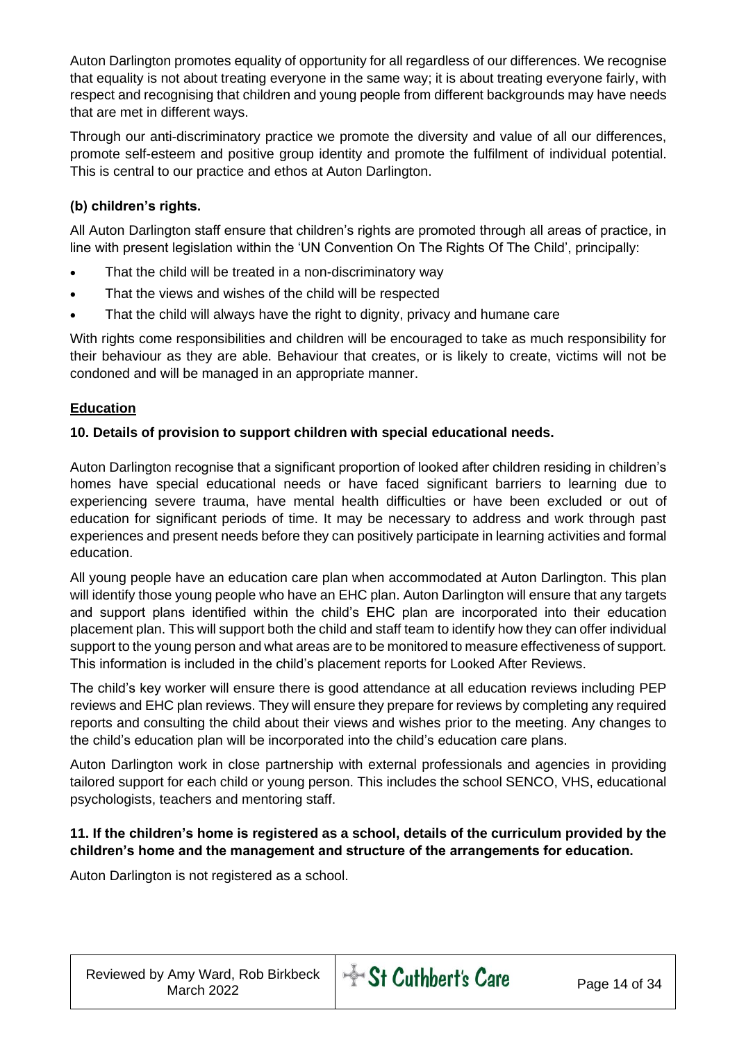Auton Darlington promotes equality of opportunity for all regardless of our differences. We recognise that equality is not about treating everyone in the same way; it is about treating everyone fairly, with respect and recognising that children and young people from different backgrounds may have needs that are met in different ways.

Through our anti-discriminatory practice we promote the diversity and value of all our differences, promote self-esteem and positive group identity and promote the fulfilment of individual potential. This is central to our practice and ethos at Auton Darlington.

**(b) children's rights.**

All Auton Darlington staff ensure that children's rights are promoted through all areas of practice, in line with present legislation within the 'UN Convention On The Rights Of The Child', principally:

- That the child will be treated in a non-discriminatory way
- That the views and wishes of the child will be respected
- That the child will always have the right to dignity, privacy and humane care

With rights come responsibilities and children will be encouraged to take as much responsibility for their behaviour as they are able. Behaviour that creates, or is likely to create, victims will not be condoned and will be managed in an appropriate manner.

## Education

**10. Details of provision to support children with special educational needs.**

Auton Darlington recognise that a significant proportion of looked after children residing in children's homes have special educational needs or have faced significant barriers to learning due to experiencing severe trauma, have mental health difficulties or have been excluded or out of education for significant periods of time. It may be necessary to address and work through past experiences and present needs before they can positively participate in learning activities and formal education.

All young people have an education care plan when accommodated at Auton Darlington. This plan will identify those young people who have an EHC plan. Auton Darlington will ensure that any targets and support plans identified within the child's EHC plan are incorporated into their education placement plan. This will support both the child and staff team to identify how they can offer individual support to the young person and what areas are to be monitored to measure effectiveness of support. This information is included in the child's placement reports for Looked After Reviews.

The child's key worker will ensure there is good attendance at all education reviews including PEP reviews and EHC plan reviews. They will ensure they prepare for reviews by completing any required reports and consulting the child about their views and wishes prior to the meeting. Any changes to the child's education plan will be incorporated into the child's education care plans.

Auton Darlington work in close partnership with external professionals and agencies in providing tailored support for each child or young person. This includes the school SENCO, VHS, educational psychologists, teachers and mentoring staff.

**11. If the children's home is registered as a school, details of the curriculum provided by the children's home and the management and structure of the arrangements for education.**

Auton Darlington is not registered as a school.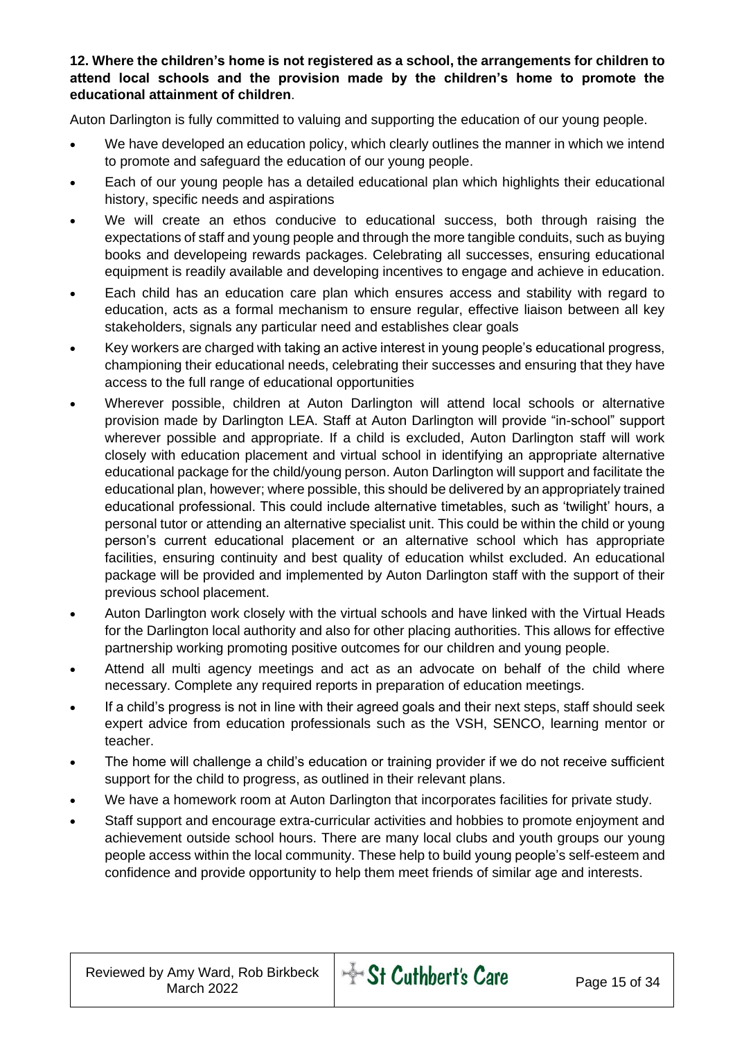**12. Where the children's home is not registered as a school, the arrangements for children to attend local schools and the provision made by the children's home to promote the educational attainment of children**.

Auton Darlington is fully committed to valuing and supporting the education of our young people.

- We have developed an education policy, which clearly outlines the manner in which we intend to promote and safeguard the education of our young people.
- Each of our young people has a detailed educational plan which highlights their educational history, specific needs and aspirations
- We will create an ethos conducive to educational success, both through raising the expectations of staff and young people and through the more tangible conduits, such as buying books and developeing rewards packages. Celebrating all successes, ensuring educational equipment is readily available and developing incentives to engage and achieve in education.
- Each child has an education care plan which ensures access and stability with regard to education, acts as a formal mechanism to ensure regular, effective liaison between all key stakeholders, signals any particular need and establishes clear goals
- Key workers are charged with taking an active interest in young people's educational progress, championing their educational needs, celebrating their successes and ensuring that they have access to the full range of educational opportunities
- Wherever possible, children at Auton Darlington will attend local schools or alternative provision made by Darlington LEA. Staff at Auton Darlington will provide "in-school" support wherever possible and appropriate. If a child is excluded, Auton Darlington staff will work closely with education placement and virtual school in identifying an appropriate alternative educational package for the child/young person. Auton Darlington will support and facilitate the educational plan, however; where possible, this should be delivered by an appropriately trained educational professional. This could include alternative timetables, such as 'twilight' hours, a personal tutor or attending an alternative specialist unit. This could be within the child or young person's current educational placement or an alternative school which has appropriate facilities, ensuring continuity and best quality of education whilst excluded. An educational package will be provided and implemented by Auton Darlington staff with the support of their previous school placement.
- Auton Darlington work closely with the virtual schools and have linked with the Virtual Heads for the Darlington local authority and also for other placing authorities. This allows for effective partnership working promoting positive outcomes for our children and young people.
- Attend all multi agency meetings and act as an advocate on behalf of the child where necessary. Complete any required reports in preparation of education meetings.
- If a child's progress is not in line with their agreed goals and their next steps, staff should seek expert advice from education professionals such as the VSH, SENCO, learning mentor or teacher.
- The home will challenge a child's education or training provider if we do not receive sufficient support for the child to progress, as outlined in their relevant plans.
- We have a homework room at Auton Darlington that incorporates facilities for private study.
- Staff support and encourage extra-curricular activities and hobbies to promote enjoyment and achievement outside school hours. There are many local clubs and youth groups our young people access within the local community. These help to build young people's self-esteem and confidence and provide opportunity to help them meet friends of similar age and interests.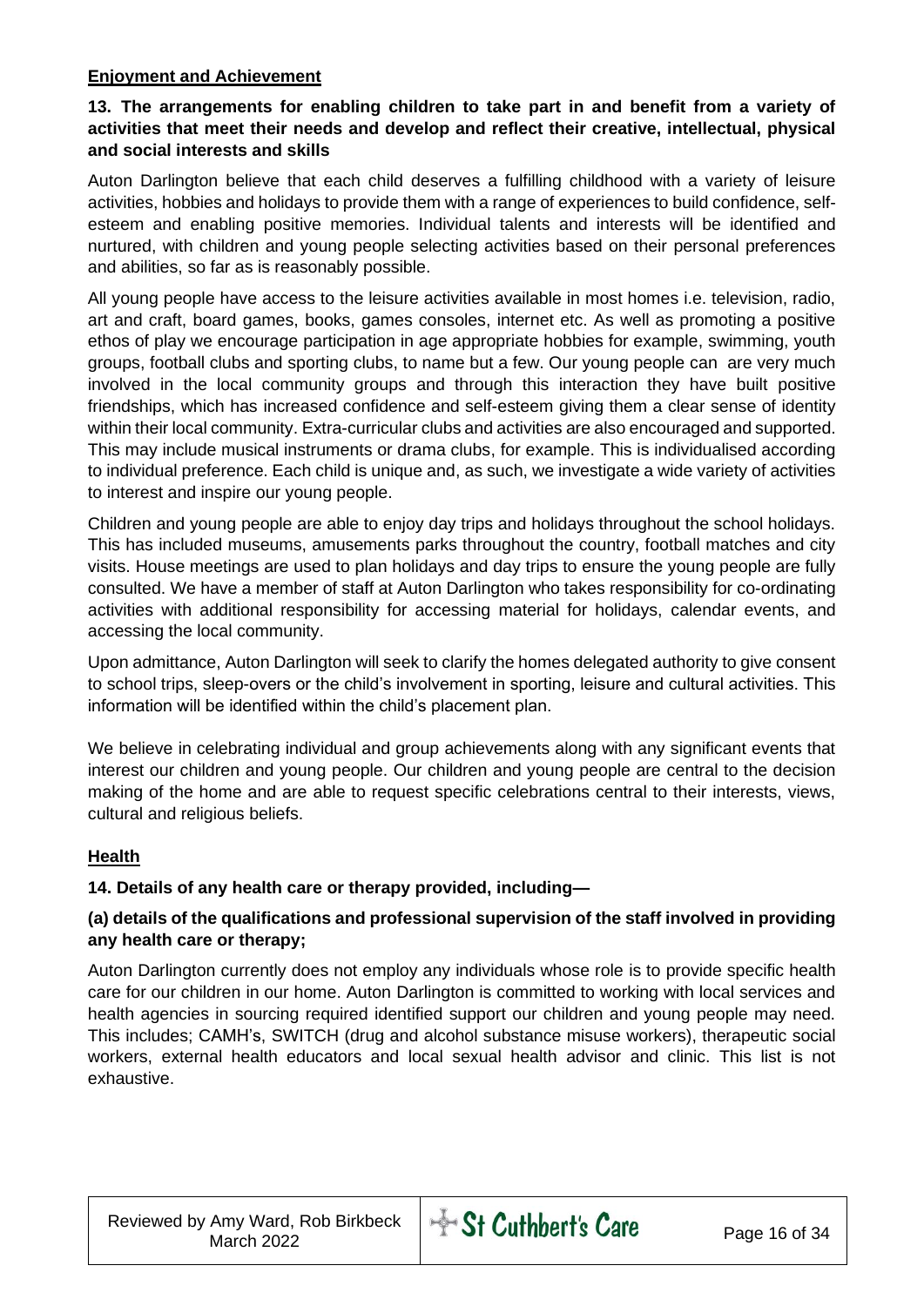## Enjoyment and Achievement

**13. The arrangements for enabling children to take part in and benefit from a variety of activities that meet their needs and develop and reflect their creative, intellectual, physical and social interests and skills**

Auton Darlington believe that each child deserves a fulfilling childhood with a variety of leisure activities, hobbies and holidays to provide them with a range of experiences to build confidence, self-esteem and enabling positive memories. Individual talents and interests will be identified and nurtured, with children and young people selecting activities based on their personal preferences and abilities, so far as is reasonably possible.

All young people have access to the leisure activities available in most homes i.e. television, radio, art and craft, board games, books, games consoles, internet etc. As well as promoting a positive ethos of play we encourage participation in age appropriate hobbies for example, swimming, youth groups, football clubs and sporting clubs, to name but a few. Our young people can are very much involved in the local community groups and through this interaction they have built positive friendships, which has increased confidence and self-esteem giving them a clear sense of identity within their local community. Extra-curricular clubs and activities are also encouraged and supported. This may include musical instruments or drama clubs, for example. This is individualised according to individual preference. Each child is unique and, as such, we investigate a wide variety of activities to interest and inspire our young people.

Children and young people are able to enjoy day trips and holidays throughout the school holidays. This has included museums, amusements parks throughout the country, football matches and city visits. House meetings are used to plan holidays and day trips to ensure the young people are fully consulted. We have a member of staff at Auton Darlington who takes responsibility for co-ordinating activities with additional responsibility for accessing material for holidays, calendar events, and accessing the local community.

Upon admittance, Auton Darlington will seek to clarify the homes delegated authority to give consent to school trips, sleep-overs or the child's involvement in sporting, leisure and cultural activities. This information will be identified within the child's placement plan.

We believe in celebrating individual and group achievements along with any significant events that interest our children and young people. Our children and young people are central to the decision making of the home and are able to request specific celebrations central to their interests, views, cultural and religious beliefs.

## Health

**14. Details of any health care or therapy provided, including—**

**(a) details of the qualifications and professional supervision of the staff involved in providing any health care or therapy;**

Auton Darlington currently does not employ any individuals whose role is to provide specific health care for our children in our home. Auton Darlington is committed to working with local services and health agencies in sourcing required identified support our children and young people may need. This includes; CAMH's, SWITCH (drug and alcohol substance misuse workers), therapeutic social workers, external health educators and local sexual health advisor and clinic. This list is not exhaustive.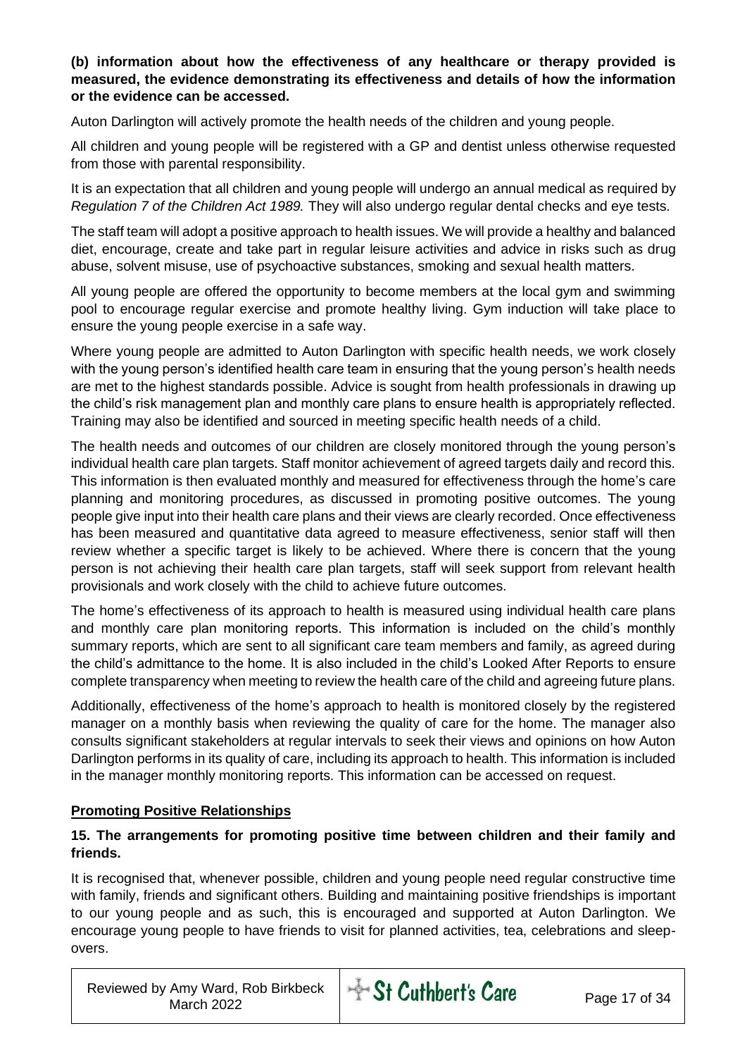**(b) information about how the effectiveness of any healthcare or therapy provided is measured, the evidence demonstrating its effectiveness and details of how the information or the evidence can be accessed.**

Auton Darlington will actively promote the health needs of the children and young people.

All children and young people will be registered with a GP and dentist unless otherwise requested from those with parental responsibility.

It is an expectation that all children and young people will undergo an annual medical as required by *Regulation 7 of the Children Act 1989.* They will also undergo regular dental checks and eye tests.

The staff team will adopt a positive approach to health issues. We will provide a healthy and balanced diet, encourage, create and take part in regular leisure activities and advice in risks such as drug abuse, solvent misuse, use of psychoactive substances, smoking and sexual health matters.

All young people are offered the opportunity to become members at the local gym and swimming pool to encourage regular exercise and promote healthy living. Gym induction will take place to ensure the young people exercise in a safe way.

Where young people are admitted to Auton Darlington with specific health needs, we work closely with the young person's identified health care team in ensuring that the young person's health needs are met to the highest standards possible. Advice is sought from health professionals in drawing up the child's risk management plan and monthly care plans to ensure health is appropriately reflected. Training may also be identified and sourced in meeting specific health needs of a child.

The health needs and outcomes of our children are closely monitored through the young person's individual health care plan targets. Staff monitor achievement of agreed targets daily and record this. This information is then evaluated monthly and measured for effectiveness through the home's care planning and monitoring procedures, as discussed in promoting positive outcomes. The young people give input into their health care plans and their views are clearly recorded. Once effectiveness has been measured and quantitative data agreed to measure effectiveness, senior staff will then review whether a specific target is likely to be achieved. Where there is concern that the young person is not achieving their health care plan targets, staff will seek support from relevant health provisionals and work closely with the child to achieve future outcomes.

The home's effectiveness of its approach to health is measured using individual health care plans and monthly care plan monitoring reports. This information is included on the child's monthly summary reports, which are sent to all significant care team members and family, as agreed during the child's admittance to the home. It is also included in the child's Looked After Reports to ensure complete transparency when meeting to review the health care of the child and agreeing future plans.

Additionally, effectiveness of the home's approach to health is monitored closely by the registered manager on a monthly basis when reviewing the quality of care for the home. The manager also consults significant stakeholders at regular intervals to seek their views and opinions on how Auton Darlington performs in its quality of care, including its approach to health. This information is included in the manager monthly monitoring reports. This information can be accessed on request.

## **Promoting Positive Relationships**

**15. The arrangements for promoting positive time between children and their family and friends.**

It is recognised that, whenever possible, children and young people need regular constructive time with family, friends and significant others. Building and maintaining positive friendships is important to our young people and as such, this is encouraged and supported at Auton Darlington. We encourage young people to have friends to visit for planned activities, tea, celebrations and sleep-overs.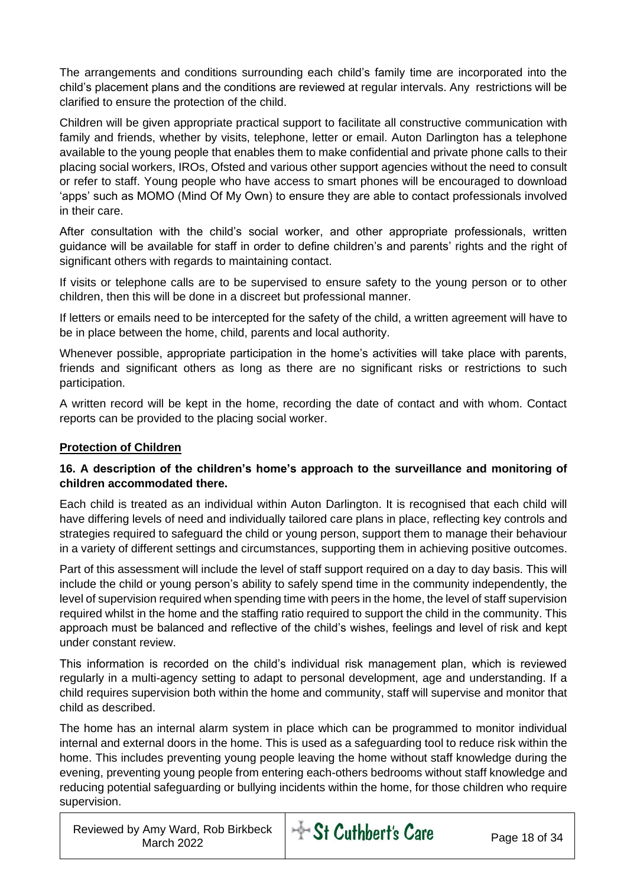The arrangements and conditions surrounding each child's family time are incorporated into the child's placement plans and the conditions are reviewed at regular intervals. Any restrictions will be clarified to ensure the protection of the child.

Children will be given appropriate practical support to facilitate all constructive communication with family and friends, whether by visits, telephone, letter or email. Auton Darlington has a telephone available to the young people that enables them to make confidential and private phone calls to their placing social workers, IROs, Ofsted and various other support agencies without the need to consult or refer to staff. Young people who have access to smart phones will be encouraged to download 'apps' such as MOMO (Mind Of My Own) to ensure they are able to contact professionals involved in their care.

After consultation with the child's social worker, and other appropriate professionals, written guidance will be available for staff in order to define children's and parents' rights and the right of significant others with regards to maintaining contact.

If visits or telephone calls are to be supervised to ensure safety to the young person or to other children, then this will be done in a discreet but professional manner.

If letters or emails need to be intercepted for the safety of the child, a written agreement will have to be in place between the home, child, parents and local authority.

Whenever possible, appropriate participation in the home's activities will take place with parents, friends and significant others as long as there are no significant risks or restrictions to such participation.

A written record will be kept in the home, recording the date of contact and with whom. Contact reports can be provided to the placing social worker.

## Protection of Children

### 16. A description of the children's home's approach to the surveillance and monitoring of children accommodated there.

Each child is treated as an individual within Auton Darlington. It is recognised that each child will have differing levels of need and individually tailored care plans in place, reflecting key controls and strategies required to safeguard the child or young person, support them to manage their behaviour in a variety of different settings and circumstances, supporting them in achieving positive outcomes.

Part of this assessment will include the level of staff support required on a day to day basis. This will include the child or young person's ability to safely spend time in the community independently, the level of supervision required when spending time with peers in the home, the level of staff supervision required whilst in the home and the staffing ratio required to support the child in the community. This approach must be balanced and reflective of the child's wishes, feelings and level of risk and kept under constant review.

This information is recorded on the child's individual risk management plan, which is reviewed regularly in a multi-agency setting to adapt to personal development, age and understanding. If a child requires supervision both within the home and community, staff will supervise and monitor that child as described.

The home has an internal alarm system in place which can be programmed to monitor individual internal and external doors in the home. This is used as a safeguarding tool to reduce risk within the home. This includes preventing young people leaving the home without staff knowledge during the evening, preventing young people from entering each-others bedrooms without staff knowledge and reducing potential safeguarding or bullying incidents within the home, for those children who require supervision.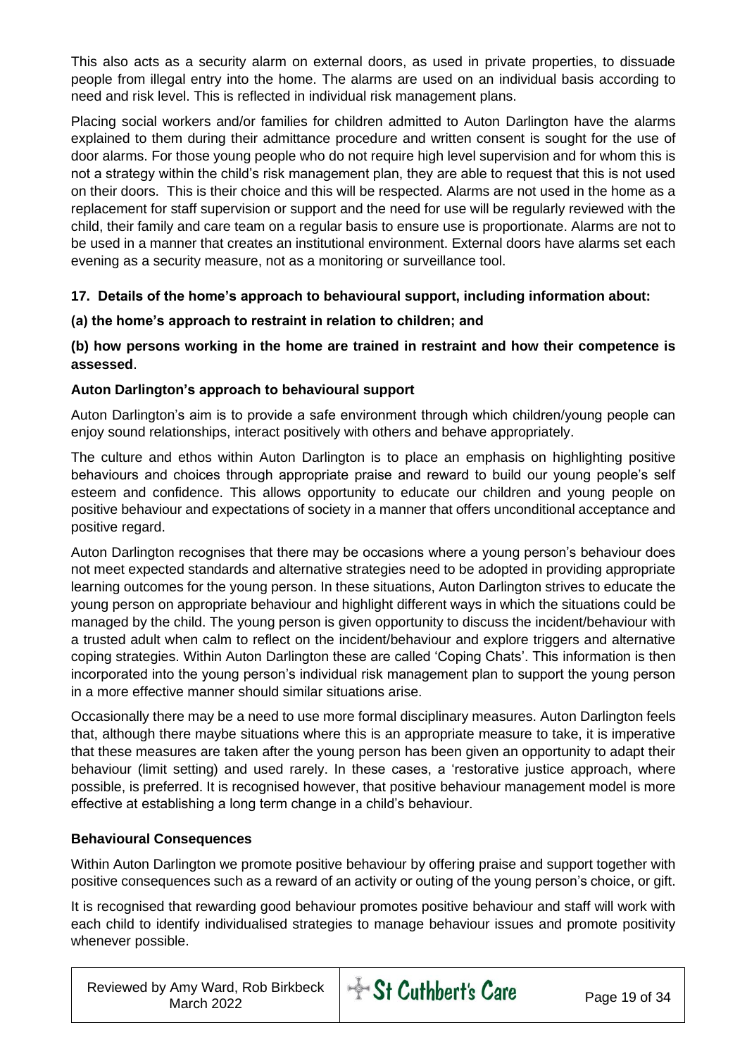This also acts as a security alarm on external doors, as used in private properties, to dissuade people from illegal entry into the home. The alarms are used on an individual basis according to need and risk level. This is reflected in individual risk management plans.

Placing social workers and/or families for children admitted to Auton Darlington have the alarms explained to them during their admittance procedure and written consent is sought for the use of door alarms. For those young people who do not require high level supervision and for whom this is not a strategy within the child's risk management plan, they are able to request that this is not used on their doors. This is their choice and this will be respected. Alarms are not used in the home as a replacement for staff supervision or support and the need for use will be regularly reviewed with the child, their family and care team on a regular basis to ensure use is proportionate. Alarms are not to be used in a manner that creates an institutional environment. External doors have alarms set each evening as a security measure, not as a monitoring or surveillance tool.

**17. Details of the home's approach to behavioural support, including information about:**

**(a) the home's approach to restraint in relation to children; and**

**(b) how persons working in the home are trained in restraint and how their competence is assessed**.

**Auton Darlington's approach to behavioural support**

Auton Darlington's aim is to provide a safe environment through which children/young people can enjoy sound relationships, interact positively with others and behave appropriately.

The culture and ethos within Auton Darlington is to place an emphasis on highlighting positive behaviours and choices through appropriate praise and reward to build our young people's self esteem and confidence. This allows opportunity to educate our children and young people on positive behaviour and expectations of society in a manner that offers unconditional acceptance and positive regard.

Auton Darlington recognises that there may be occasions where a young person's behaviour does not meet expected standards and alternative strategies need to be adopted in providing appropriate learning outcomes for the young person. In these situations, Auton Darlington strives to educate the young person on appropriate behaviour and highlight different ways in which the situations could be managed by the child. The young person is given opportunity to discuss the incident/behaviour with a trusted adult when calm to reflect on the incident/behaviour and explore triggers and alternative coping strategies. Within Auton Darlington these are called 'Coping Chats'. This information is then incorporated into the young person's individual risk management plan to support the young person in a more effective manner should similar situations arise.

Occasionally there may be a need to use more formal disciplinary measures. Auton Darlington feels that, although there maybe situations where this is an appropriate measure to take, it is imperative that these measures are taken after the young person has been given an opportunity to adapt their behaviour (limit setting) and used rarely. In these cases, a 'restorative justice approach, where possible, is preferred. It is recognised however, that positive behaviour management model is more effective at establishing a long term change in a child's behaviour.

**Behavioural Consequences**

Within Auton Darlington we promote positive behaviour by offering praise and support together with positive consequences such as a reward of an activity or outing of the young person's choice, or gift.

It is recognised that rewarding good behaviour promotes positive behaviour and staff will work with each child to identify individualised strategies to manage behaviour issues and promote positivity whenever possible.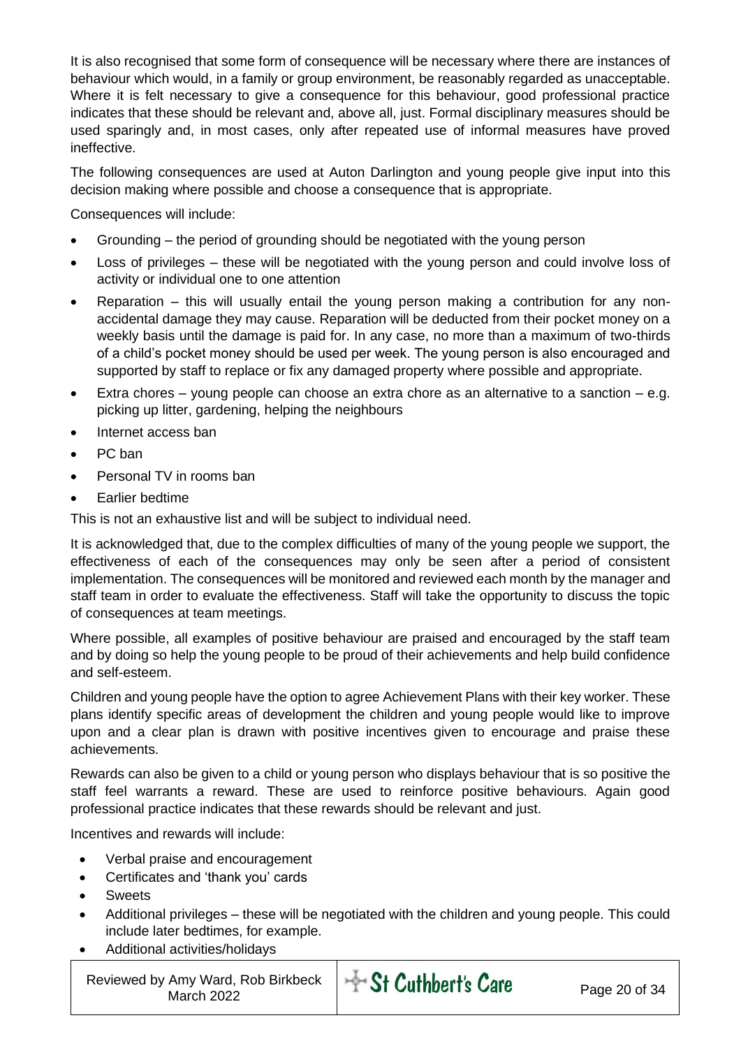It is also recognised that some form of consequence will be necessary where there are instances of behaviour which would, in a family or group environment, be reasonably regarded as unacceptable. Where it is felt necessary to give a consequence for this behaviour, good professional practice indicates that these should be relevant and, above all, just. Formal disciplinary measures should be used sparingly and, in most cases, only after repeated use of informal measures have proved ineffective.

The following consequences are used at Auton Darlington and young people give input into this decision making where possible and choose a consequence that is appropriate.

Consequences will include:

- Grounding – the period of grounding should be negotiated with the young person
- Loss of privileges – these will be negotiated with the young person and could involve loss of activity or individual one to one attention
- Reparation – this will usually entail the young person making a contribution for any non-accidental damage they may cause. Reparation will be deducted from their pocket money on a weekly basis until the damage is paid for. In any case, no more than a maximum of two-thirds of a child's pocket money should be used per week. The young person is also encouraged and supported by staff to replace or fix any damaged property where possible and appropriate.
- Extra chores – young people can choose an extra chore as an alternative to a sanction – e.g. picking up litter, gardening, helping the neighbours
- Internet access ban
- PC ban
- Personal TV in rooms ban
- Earlier bedtime

This is not an exhaustive list and will be subject to individual need.

It is acknowledged that, due to the complex difficulties of many of the young people we support, the effectiveness of each of the consequences may only be seen after a period of consistent implementation. The consequences will be monitored and reviewed each month by the manager and staff team in order to evaluate the effectiveness. Staff will take the opportunity to discuss the topic of consequences at team meetings.

Where possible, all examples of positive behaviour are praised and encouraged by the staff team and by doing so help the young people to be proud of their achievements and help build confidence and self-esteem.

Children and young people have the option to agree Achievement Plans with their key worker. These plans identify specific areas of development the children and young people would like to improve upon and a clear plan is drawn with positive incentives given to encourage and praise these achievements.

Rewards can also be given to a child or young person who displays behaviour that is so positive the staff feel warrants a reward. These are used to reinforce positive behaviours. Again good professional practice indicates that these rewards should be relevant and just.

Incentives and rewards will include:

- Verbal praise and encouragement
- Certificates and 'thank you' cards
- Sweets
- Additional privileges – these will be negotiated with the children and young people. This could include later bedtimes, for example.
- Additional activities/holidays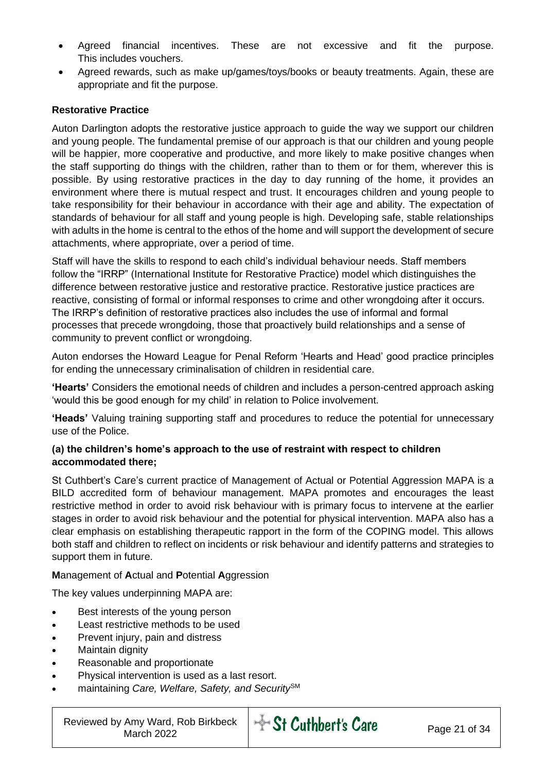- Agreed financial incentives. These are not excessive and fit the purpose. This includes vouchers.
- Agreed rewards, such as make up/games/toys/books or beauty treatments. Again, these are appropriate and fit the purpose.

**Restorative Practice**

Auton Darlington adopts the restorative justice approach to guide the way we support our children and young people. The fundamental premise of our approach is that our children and young people will be happier, more cooperative and productive, and more likely to make positive changes when the staff supporting do things with the children, rather than to them or for them, wherever this is possible. By using restorative practices in the day to day running of the home, it provides an environment where there is mutual respect and trust. It encourages children and young people to take responsibility for their behaviour in accordance with their age and ability. The expectation of standards of behaviour for all staff and young people is high. Developing safe, stable relationships with adults in the home is central to the ethos of the home and will support the development of secure attachments, where appropriate, over a period of time.

Staff will have the skills to respond to each child's individual behaviour needs. Staff members follow the "IRRP" (International Institute for Restorative Practice) model which distinguishes the difference between restorative justice and restorative practice. Restorative justice practices are reactive, consisting of formal or informal responses to crime and other wrongdoing after it occurs. The IRRP's definition of restorative practices also includes the use of informal and formal processes that precede wrongdoing, those that proactively build relationships and a sense of community to prevent conflict or wrongdoing.

Auton endorses the Howard League for Penal Reform 'Hearts and Head' good practice principles for ending the unnecessary criminalisation of children in residential care.

**'Hearts'** Considers the emotional needs of children and includes a person-centred approach asking 'would this be good enough for my child' in relation to Police involvement.

**'Heads'** Valuing training supporting staff and procedures to reduce the potential for unnecessary use of the Police.

**(a) the children's home's approach to the use of restraint with respect to children accommodated there;**

St Cuthbert's Care's current practice of Management of Actual or Potential Aggression MAPA is a BILD accredited form of behaviour management. MAPA promotes and encourages the least restrictive method in order to avoid risk behaviour with is primary focus to intervene at the earlier stages in order to avoid risk behaviour and the potential for physical intervention. MAPA also has a clear emphasis on establishing therapeutic rapport in the form of the COPING model. This allows both staff and children to reflect on incidents or risk behaviour and identify patterns and strategies to support them in future.

**M**anagement of **A**ctual and **P**otential **A**ggression

The key values underpinning MAPA are:

- Best interests of the young person
- Least restrictive methods to be used
- Prevent injury, pain and distress
- Maintain dignity
- Reasonable and proportionate
- Physical intervention is used as a last resort.
- maintaining *Care, Welfare, Safety, and Security*[SM]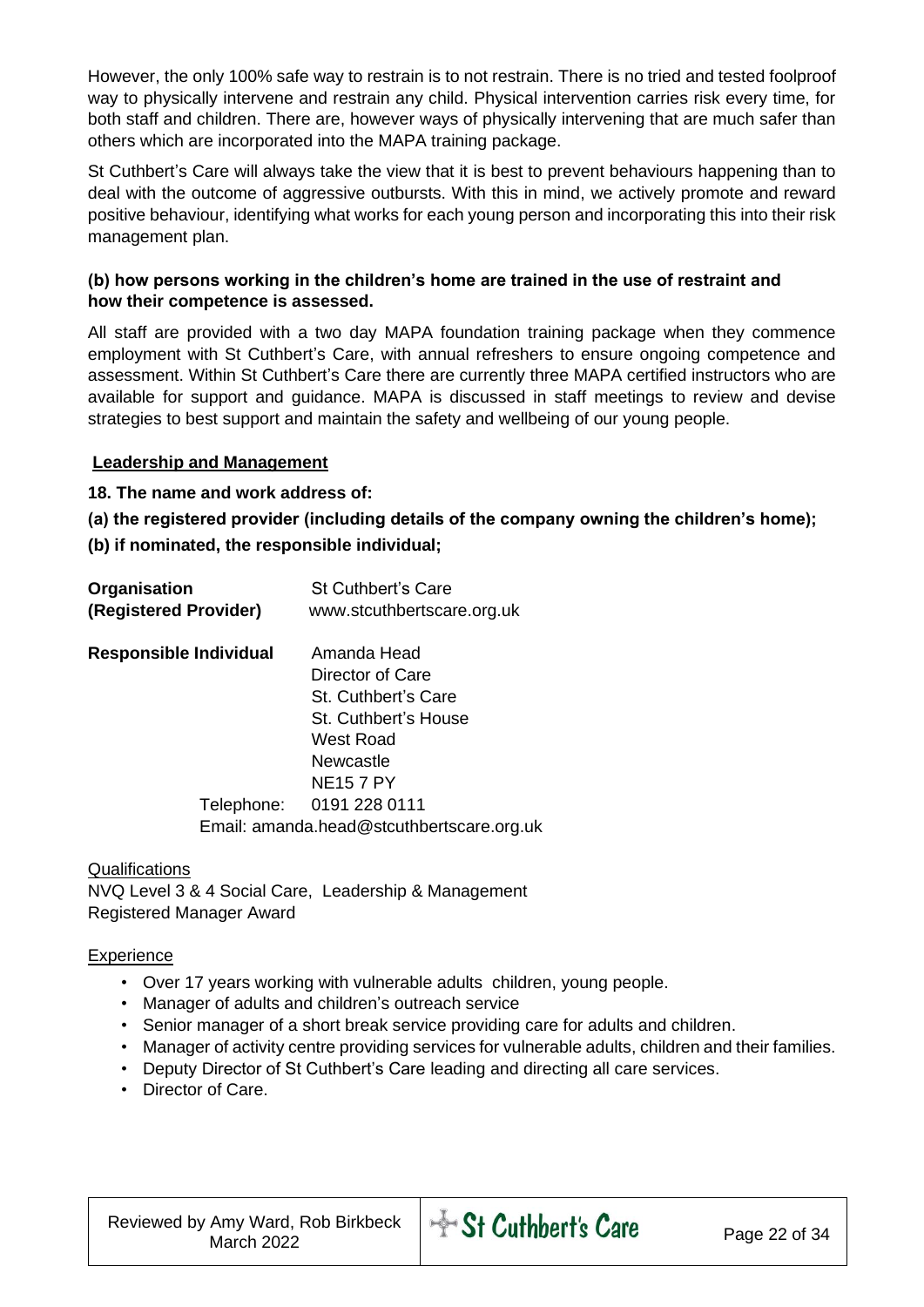However, the only 100% safe way to restrain is to not restrain. There is no tried and tested foolproof way to physically intervene and restrain any child. Physical intervention carries risk every time, for both staff and children. There are, however ways of physically intervening that are much safer than others which are incorporated into the MAPA training package.

St Cuthbert's Care will always take the view that it is best to prevent behaviours happening than to deal with the outcome of aggressive outbursts. With this in mind, we actively promote and reward positive behaviour, identifying what works for each young person and incorporating this into their risk management plan.

**(b) how persons working in the children's home are trained in the use of restraint and how their competence is assessed.**

All staff are provided with a two day MAPA foundation training package when they commence employment with St Cuthbert's Care, with annual refreshers to ensure ongoing competence and assessment. Within St Cuthbert's Care there are currently three MAPA certified instructors who are available for support and guidance. MAPA is discussed in staff meetings to review and devise strategies to best support and maintain the safety and wellbeing of our young people.

## Leadership and Management

**18. The name and work address of:**

**(a) the registered provider (including details of the company owning the children's home);**

**(b) if nominated, the responsible individual;**

**Organisation (Registered Provider)** St Cuthbert's Care
www.stcuthbertscare.org.uk

**Responsible Individual** Amanda Head
Director of Care
St. Cuthbert's Care
St. Cuthbert's House
West Road
Newcastle
NE15 7 PY
Telephone: 0191 228 0111
Email: amanda.head@stcuthbertscare.org.uk

Qualifications

NVQ Level 3 & 4 Social Care, Leadership & Management
Registered Manager Award

Experience

- Over 17 years working with vulnerable adults children, young people.
- Manager of adults and children's outreach service
- Senior manager of a short break service providing care for adults and children.
- Manager of activity centre providing services for vulnerable adults, children and their families.
- Deputy Director of St Cuthbert's Care leading and directing all care services.
- Director of Care.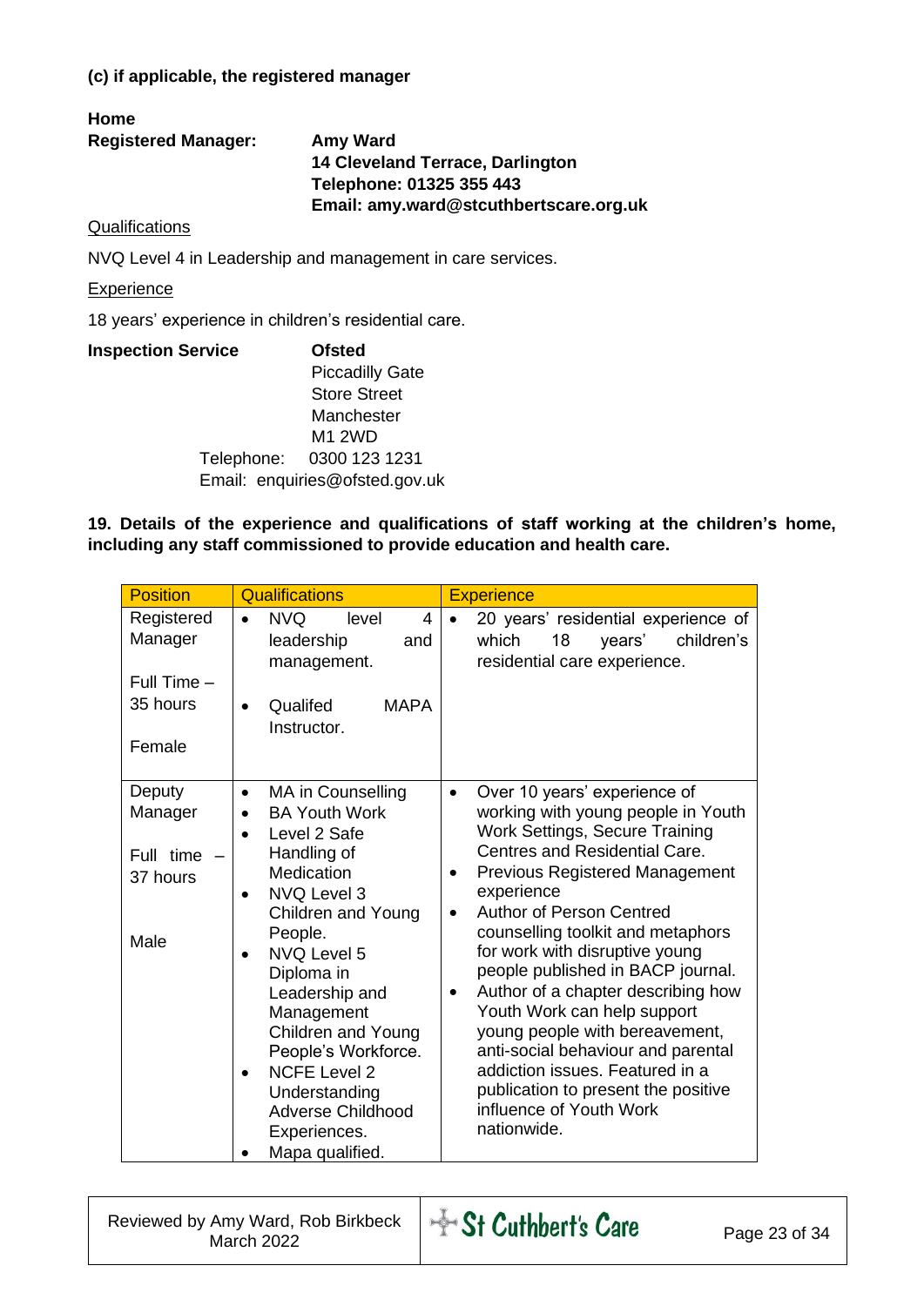**(c) if applicable, the registered manager**

**Home**

**Registered Manager:** **Amy Ward**
**14 Cleveland Terrace, Darlington**
**Telephone: 01325 355 443**
**Email: amy.ward@stcuthbertscare.org.uk**

Qualifications

NVQ Level 4 in Leadership and management in care services.

Experience

18 years' experience in children's residential care.

**Inspection Service** **Ofsted**
Piccadilly Gate
Store Street
Manchester
M1 2WD
Telephone: 0300 123 1231
Email: enquiries@ofsted.gov.uk

**19. Details of the experience and qualifications of staff working at the children's home, including any staff commissioned to provide education and health care.**

| Position | Qualifications | Experience |
|---|---|---|
| Registered Manager<br><br>Full Time – 35 hours<br><br>Female | • NVQ level 4 leadership and management.<br>• Qualifed MAPA Instructor. | • 20 years' residential experience of which 18 years' children's residential care experience. |
| Deputy Manager<br><br>Full time – 37 hours<br><br>Male | • MA in Counselling<br>• BA Youth Work<br>• Level 2 Safe Handling of Medication<br>• NVQ Level 3 Children and Young People.<br>• NVQ Level 5 Diploma in Leadership and Management Children and Young People's Workforce.<br>• NCFE Level 2 Understanding Adverse Childhood Experiences.<br>• Mapa qualified. | • Over 10 years' experience of working with young people in Youth Work Settings, Secure Training Centres and Residential Care.<br>• Previous Registered Management experience<br>• Author of Person Centred counselling toolkit and metaphors for work with disruptive young people published in BACP journal.<br>• Author of a chapter describing how Youth Work can help support young people with bereavement, anti-social behaviour and parental addiction issues. Featured in a publication to present the positive influence of Youth Work nationwide. |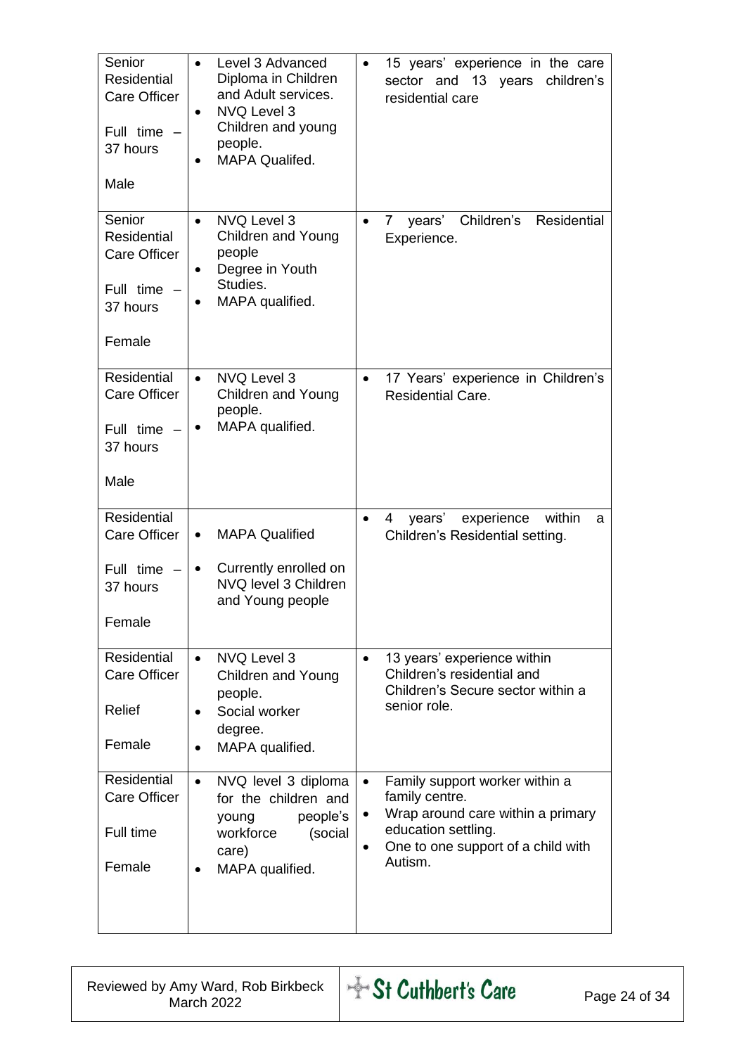| | | |
|---|---|---|
| Senior Residential Care Officer<br><br>Full time – 37 hours<br><br>Male | • Level 3 Advanced Diploma in Children and Adult services.<br>• NVQ Level 3 Children and young people.<br>• MAPA Qualifed. | • 15 years' experience in the care sector and 13 years children's residential care |
| Senior Residential Care Officer<br><br>Full time – 37 hours<br><br>Female | • NVQ Level 3 Children and Young people<br>• Degree in Youth Studies.<br>• MAPA qualified. | • 7 years' Children's Residential Experience. |
| Residential Care Officer<br><br>Full time – 37 hours<br><br>Male | • NVQ Level 3 Children and Young people.<br>• MAPA qualified. | • 17 Years' experience in Children's Residential Care. |
| Residential Care Officer<br><br>Full time – 37 hours<br><br>Female | • MAPA Qualified<br>• Currently enrolled on NVQ level 3 Children and Young people | • 4 years' experience within a Children's Residential setting. |
| Residential Care Officer<br><br>Relief<br><br>Female | • NVQ Level 3 Children and Young people.<br>• Social worker degree.<br>• MAPA qualified. | • 13 years' experience within Children's residential and Children's Secure sector within a senior role. |
| Residential Care Officer<br><br>Full time<br><br>Female | • NVQ level 3 diploma for the children and young people's workforce (social care)<br>• MAPA qualified. | • Family support worker within a family centre.<br>• Wrap around care within a primary education settling.<br>• One to one support of a child with Autism. |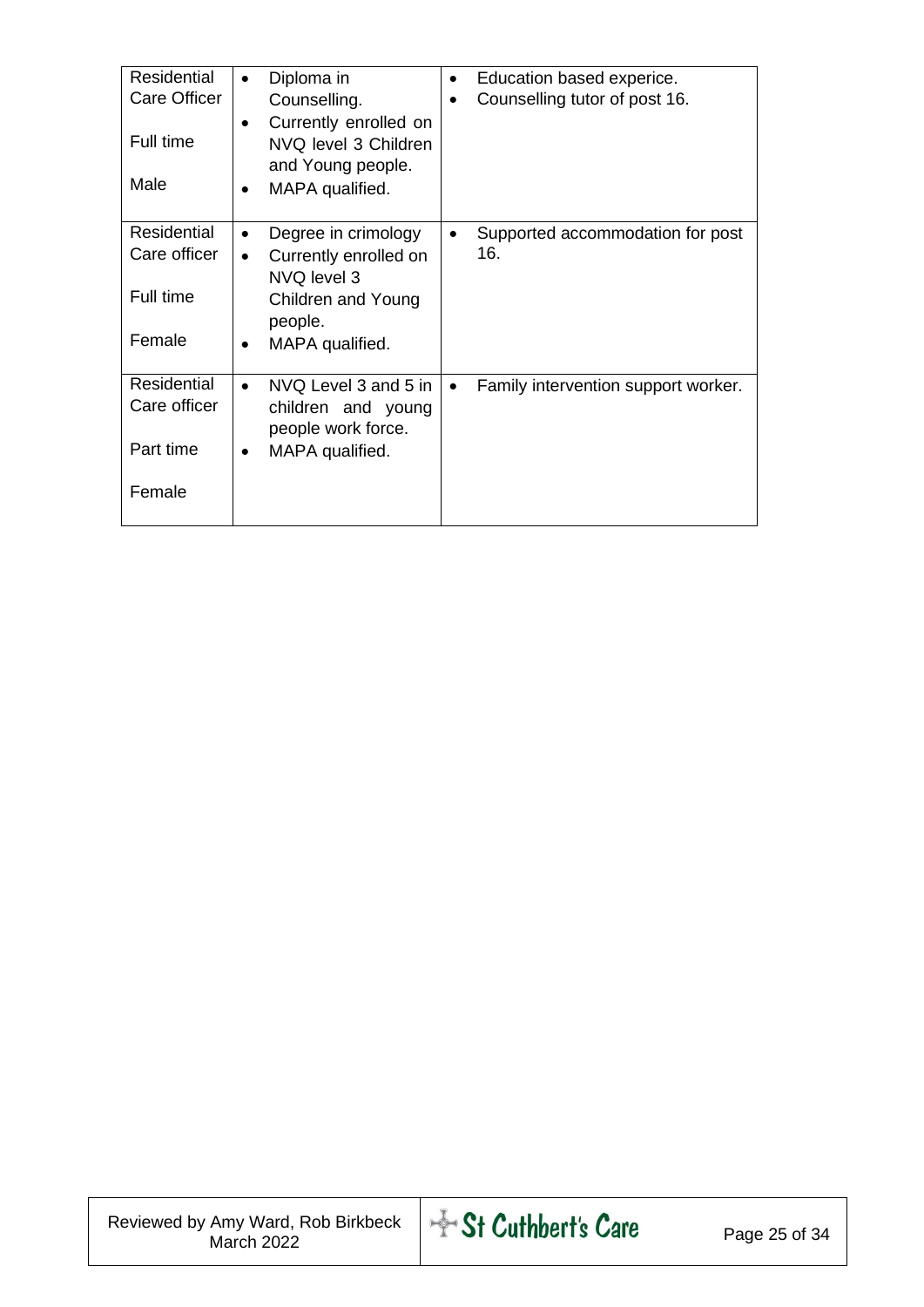| | | |
|---|---|---|
| Residential Care Officer<br><br>Full time<br><br>Male | • Diploma in Counselling.<br>• Currently enrolled on NVQ level 3 Children and Young people.<br>• MAPA qualified. | • Education based experice.<br>• Counselling tutor of post 16. |
| Residential Care officer<br><br>Full time<br><br>Female | • Degree in crimology<br>• Currently enrolled on NVQ level 3 Children and Young people.<br>• MAPA qualified. | • Supported accommodation for post 16. |
| Residential Care officer<br><br>Part time<br><br>Female | • NVQ Level 3 and 5 in children and young people work force.<br>• MAPA qualified. | • Family intervention support worker. |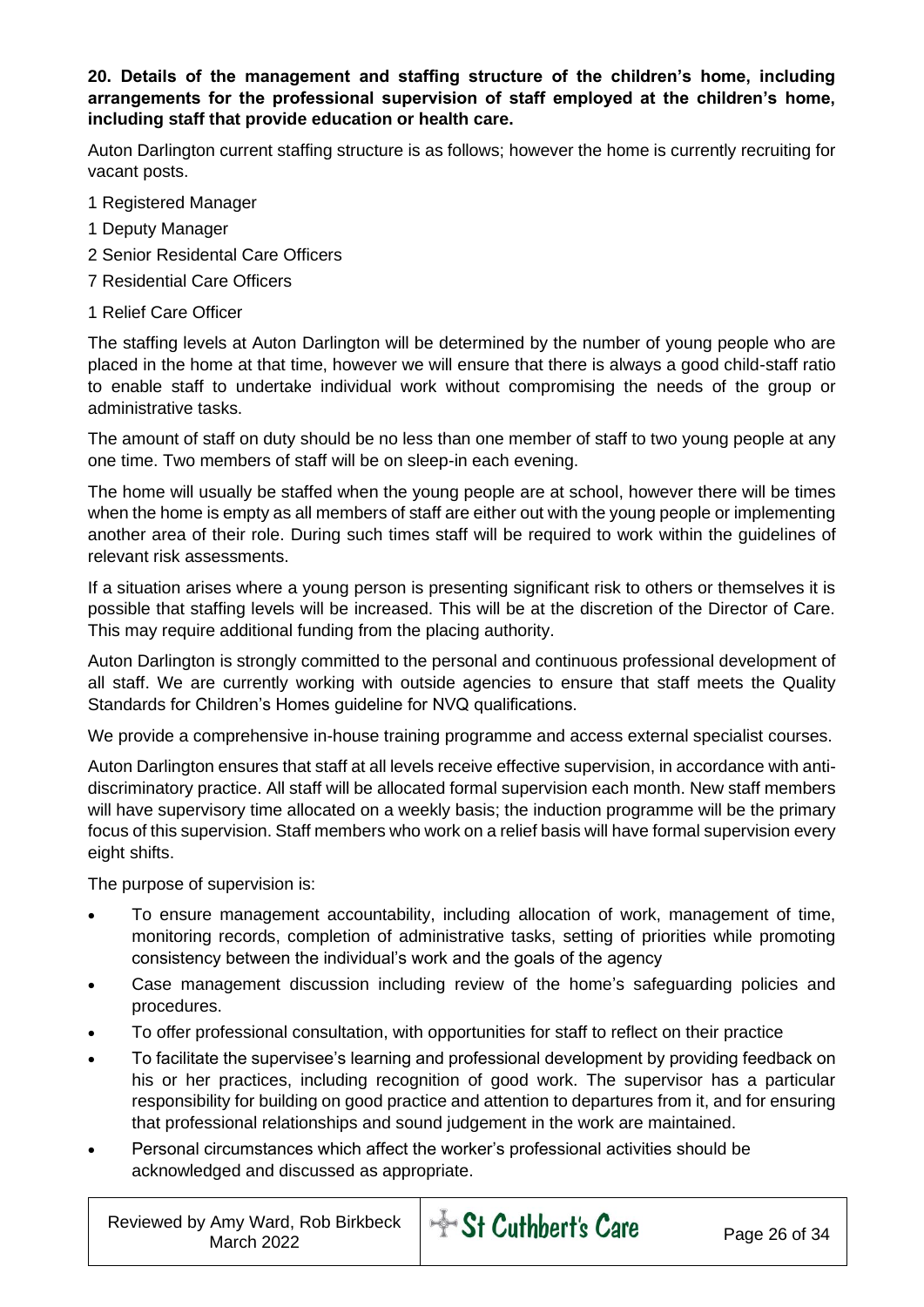**20. Details of the management and staffing structure of the children's home, including arrangements for the professional supervision of staff employed at the children's home, including staff that provide education or health care.**

Auton Darlington current staffing structure is as follows; however the home is currently recruiting for vacant posts.

1 Registered Manager

1 Deputy Manager

2 Senior Residental Care Officers

7 Residential Care Officers

1 Relief Care Officer

The staffing levels at Auton Darlington will be determined by the number of young people who are placed in the home at that time, however we will ensure that there is always a good child-staff ratio to enable staff to undertake individual work without compromising the needs of the group or administrative tasks.

The amount of staff on duty should be no less than one member of staff to two young people at any one time. Two members of staff will be on sleep-in each evening.

The home will usually be staffed when the young people are at school, however there will be times when the home is empty as all members of staff are either out with the young people or implementing another area of their role. During such times staff will be required to work within the guidelines of relevant risk assessments.

If a situation arises where a young person is presenting significant risk to others or themselves it is possible that staffing levels will be increased. This will be at the discretion of the Director of Care. This may require additional funding from the placing authority.

Auton Darlington is strongly committed to the personal and continuous professional development of all staff. We are currently working with outside agencies to ensure that staff meets the Quality Standards for Children's Homes guideline for NVQ qualifications.

We provide a comprehensive in-house training programme and access external specialist courses.

Auton Darlington ensures that staff at all levels receive effective supervision, in accordance with anti-discriminatory practice. All staff will be allocated formal supervision each month. New staff members will have supervisory time allocated on a weekly basis; the induction programme will be the primary focus of this supervision. Staff members who work on a relief basis will have formal supervision every eight shifts.

The purpose of supervision is:

- To ensure management accountability, including allocation of work, management of time, monitoring records, completion of administrative tasks, setting of priorities while promoting consistency between the individual's work and the goals of the agency
- Case management discussion including review of the home's safeguarding policies and procedures.
- To offer professional consultation, with opportunities for staff to reflect on their practice
- To facilitate the supervisee's learning and professional development by providing feedback on his or her practices, including recognition of good work. The supervisor has a particular responsibility for building on good practice and attention to departures from it, and for ensuring that professional relationships and sound judgement in the work are maintained.
- Personal circumstances which affect the worker's professional activities should be acknowledged and discussed as appropriate.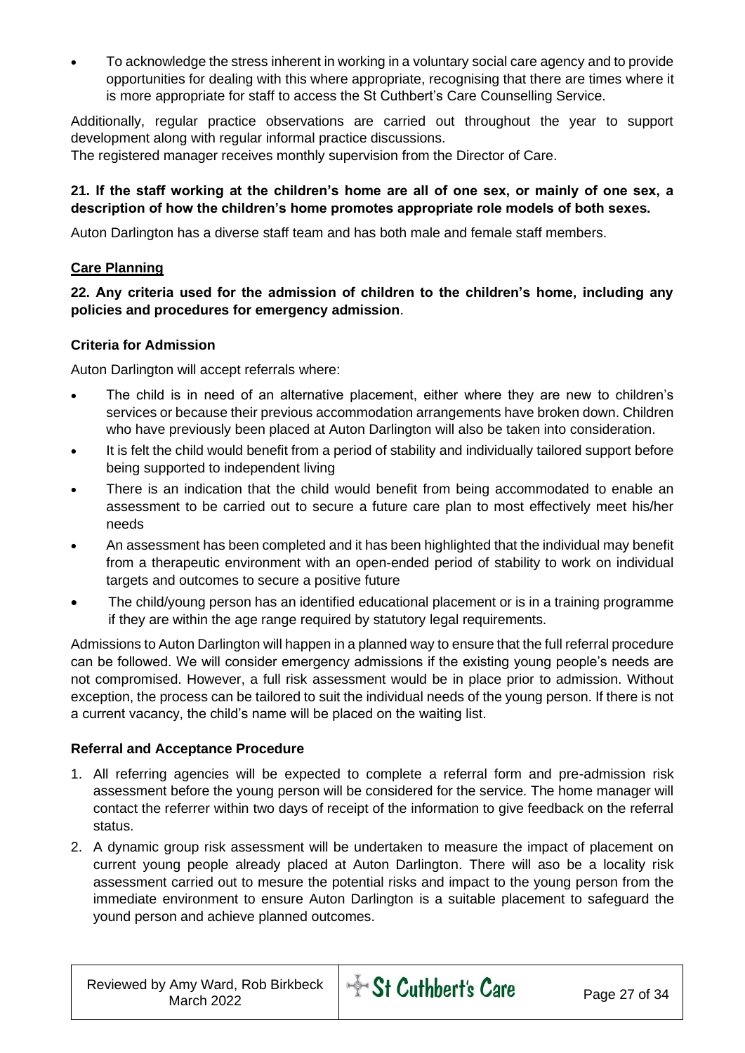- To acknowledge the stress inherent in working in a voluntary social care agency and to provide opportunities for dealing with this where appropriate, recognising that there are times where it is more appropriate for staff to access the St Cuthbert's Care Counselling Service.

Additionally, regular practice observations are carried out throughout the year to support development along with regular informal practice discussions.
The registered manager receives monthly supervision from the Director of Care.

**21. If the staff working at the children's home are all of one sex, or mainly of one sex, a description of how the children's home promotes appropriate role models of both sexes.**

Auton Darlington has a diverse staff team and has both male and female staff members.

## Care Planning

**22. Any criteria used for the admission of children to the children's home, including any policies and procedures for emergency admission**.

### Criteria for Admission

Auton Darlington will accept referrals where:

- The child is in need of an alternative placement, either where they are new to children's services or because their previous accommodation arrangements have broken down. Children who have previously been placed at Auton Darlington will also be taken into consideration.
- It is felt the child would benefit from a period of stability and individually tailored support before being supported to independent living
- There is an indication that the child would benefit from being accommodated to enable an assessment to be carried out to secure a future care plan to most effectively meet his/her needs
- An assessment has been completed and it has been highlighted that the individual may benefit from a therapeutic environment with an open-ended period of stability to work on individual targets and outcomes to secure a positive future
- The child/young person has an identified educational placement or is in a training programme if they are within the age range required by statutory legal requirements.

Admissions to Auton Darlington will happen in a planned way to ensure that the full referral procedure can be followed. We will consider emergency admissions if the existing young people's needs are not compromised. However, a full risk assessment would be in place prior to admission. Without exception, the process can be tailored to suit the individual needs of the young person. If there is not a current vacancy, the child's name will be placed on the waiting list.

### Referral and Acceptance Procedure

1. All referring agencies will be expected to complete a referral form and pre-admission risk assessment before the young person will be considered for the service. The home manager will contact the referrer within two days of receipt of the information to give feedback on the referral status.
2. A dynamic group risk assessment will be undertaken to measure the impact of placement on current young people already placed at Auton Darlington. There will also be a locality risk assessment carried out to mesure the potential risks and impact to the young person from the immediate environment to ensure Auton Darlington is a suitable placement to safeguard the yound person and achieve planned outcomes.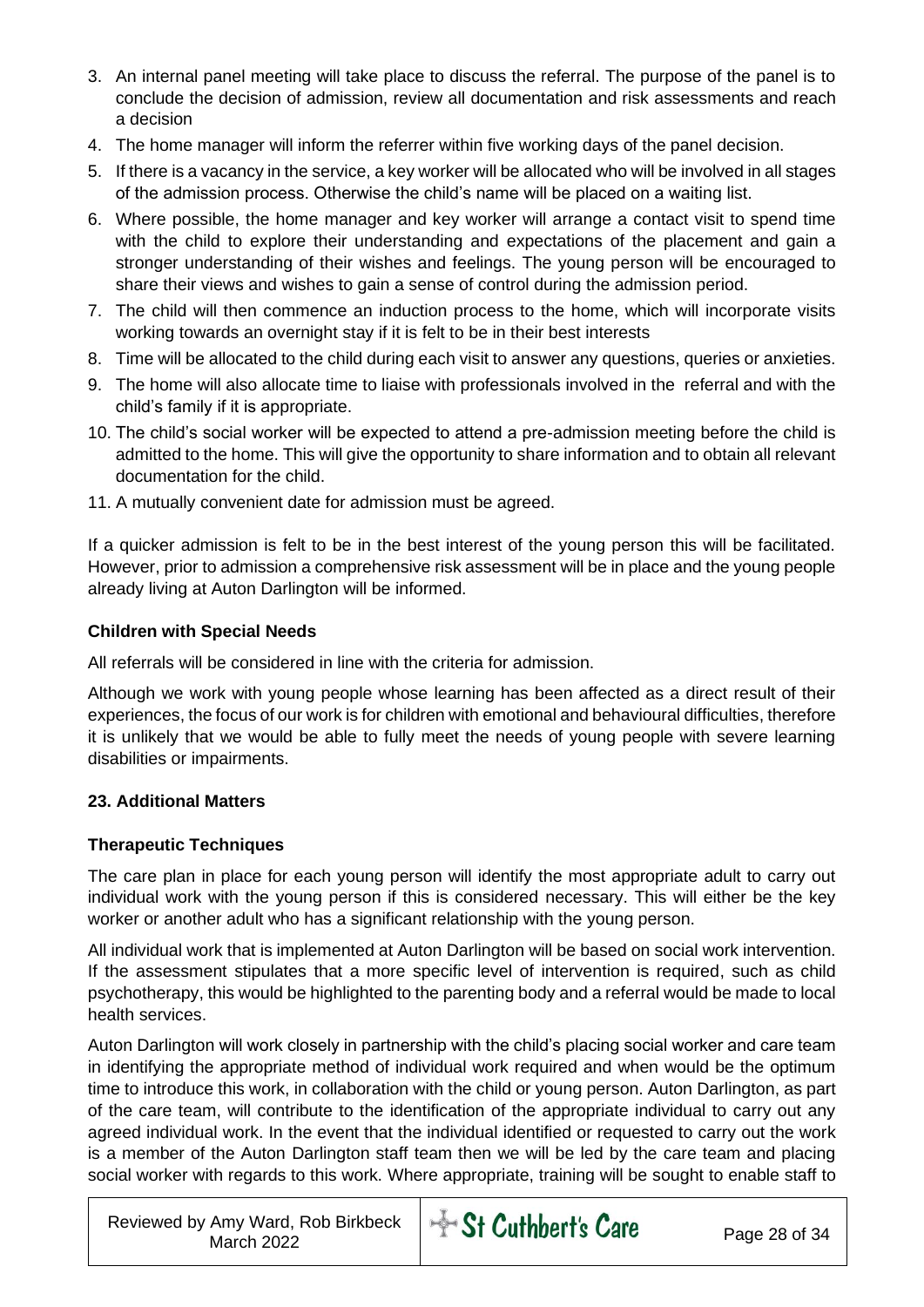3. An internal panel meeting will take place to discuss the referral. The purpose of the panel is to conclude the decision of admission, review all documentation and risk assessments and reach a decision
4. The home manager will inform the referrer within five working days of the panel decision.
5. If there is a vacancy in the service, a key worker will be allocated who will be involved in all stages of the admission process. Otherwise the child's name will be placed on a waiting list.
6. Where possible, the home manager and key worker will arrange a contact visit to spend time with the child to explore their understanding and expectations of the placement and gain a stronger understanding of their wishes and feelings. The young person will be encouraged to share their views and wishes to gain a sense of control during the admission period.
7. The child will then commence an induction process to the home, which will incorporate visits working towards an overnight stay if it is felt to be in their best interests
8. Time will be allocated to the child during each visit to answer any questions, queries or anxieties.
9. The home will also allocate time to liaise with professionals involved in the referral and with the child's family if it is appropriate.
10. The child's social worker will be expected to attend a pre-admission meeting before the child is admitted to the home. This will give the opportunity to share information and to obtain all relevant documentation for the child.
11. A mutually convenient date for admission must be agreed.

If a quicker admission is felt to be in the best interest of the young person this will be facilitated. However, prior to admission a comprehensive risk assessment will be in place and the young people already living at Auton Darlington will be informed.

**Children with Special Needs**

All referrals will be considered in line with the criteria for admission.

Although we work with young people whose learning has been affected as a direct result of their experiences, the focus of our work is for children with emotional and behavioural difficulties, therefore it is unlikely that we would be able to fully meet the needs of young people with severe learning disabilities or impairments.

## 23. Additional Matters

**Therapeutic Techniques**

The care plan in place for each young person will identify the most appropriate adult to carry out individual work with the young person if this is considered necessary. This will either be the key worker or another adult who has a significant relationship with the young person.

All individual work that is implemented at Auton Darlington will be based on social work intervention. If the assessment stipulates that a more specific level of intervention is required, such as child psychotherapy, this would be highlighted to the parenting body and a referral would be made to local health services.

Auton Darlington will work closely in partnership with the child's placing social worker and care team in identifying the appropriate method of individual work required and when would be the optimum time to introduce this work, in collaboration with the child or young person. Auton Darlington, as part of the care team, will contribute to the identification of the appropriate individual to carry out any agreed individual work. In the event that the individual identified or requested to carry out the work is a member of the Auton Darlington staff team then we will be led by the care team and placing social worker with regards to this work. Where appropriate, training will be sought to enable staff to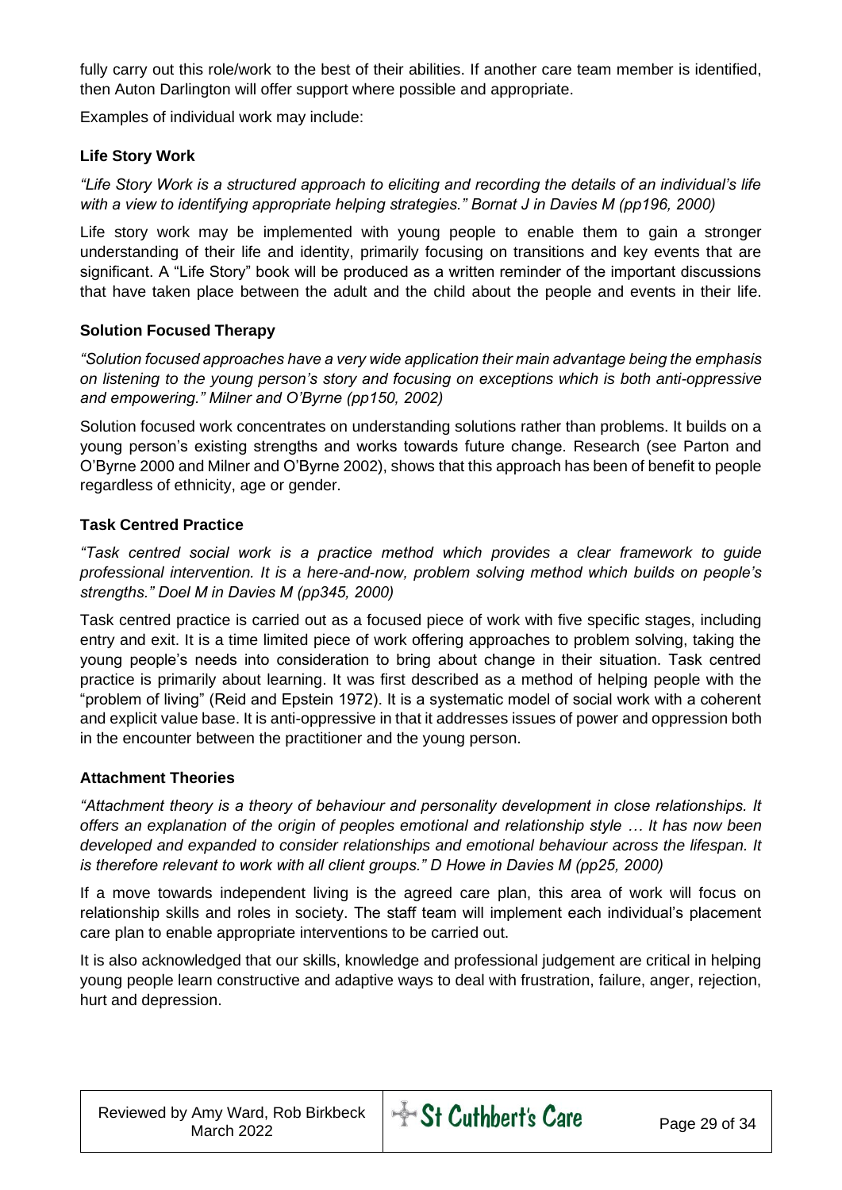fully carry out this role/work to the best of their abilities. If another care team member is identified, then Auton Darlington will offer support where possible and appropriate.

Examples of individual work may include:

**Life Story Work**

*"Life Story Work is a structured approach to eliciting and recording the details of an individual's life with a view to identifying appropriate helping strategies." Bornat J in Davies M (pp196, 2000)*

Life story work may be implemented with young people to enable them to gain a stronger understanding of their life and identity, primarily focusing on transitions and key events that are significant. A "Life Story" book will be produced as a written reminder of the important discussions that have taken place between the adult and the child about the people and events in their life.

**Solution Focused Therapy**

*"Solution focused approaches have a very wide application their main advantage being the emphasis on listening to the young person's story and focusing on exceptions which is both anti-oppressive and empowering." Milner and O'Byrne (pp150, 2002)*

Solution focused work concentrates on understanding solutions rather than problems. It builds on a young person's existing strengths and works towards future change. Research (see Parton and O'Byrne 2000 and Milner and O'Byrne 2002), shows that this approach has been of benefit to people regardless of ethnicity, age or gender.

**Task Centred Practice**

*"Task centred social work is a practice method which provides a clear framework to guide professional intervention. It is a here-and-now, problem solving method which builds on people's strengths." Doel M in Davies M (pp345, 2000)*

Task centred practice is carried out as a focused piece of work with five specific stages, including entry and exit. It is a time limited piece of work offering approaches to problem solving, taking the young people's needs into consideration to bring about change in their situation. Task centred practice is primarily about learning. It was first described as a method of helping people with the "problem of living" (Reid and Epstein 1972). It is a systematic model of social work with a coherent and explicit value base. It is anti-oppressive in that it addresses issues of power and oppression both in the encounter between the practitioner and the young person.

**Attachment Theories**

*"Attachment theory is a theory of behaviour and personality development in close relationships. It offers an explanation of the origin of peoples emotional and relationship style … It has now been developed and expanded to consider relationships and emotional behaviour across the lifespan. It is therefore relevant to work with all client groups." D Howe in Davies M (pp25, 2000)*

If a move towards independent living is the agreed care plan, this area of work will focus on relationship skills and roles in society. The staff team will implement each individual's placement care plan to enable appropriate interventions to be carried out.

It is also acknowledged that our skills, knowledge and professional judgement are critical in helping young people learn constructive and adaptive ways to deal with frustration, failure, anger, rejection, hurt and depression.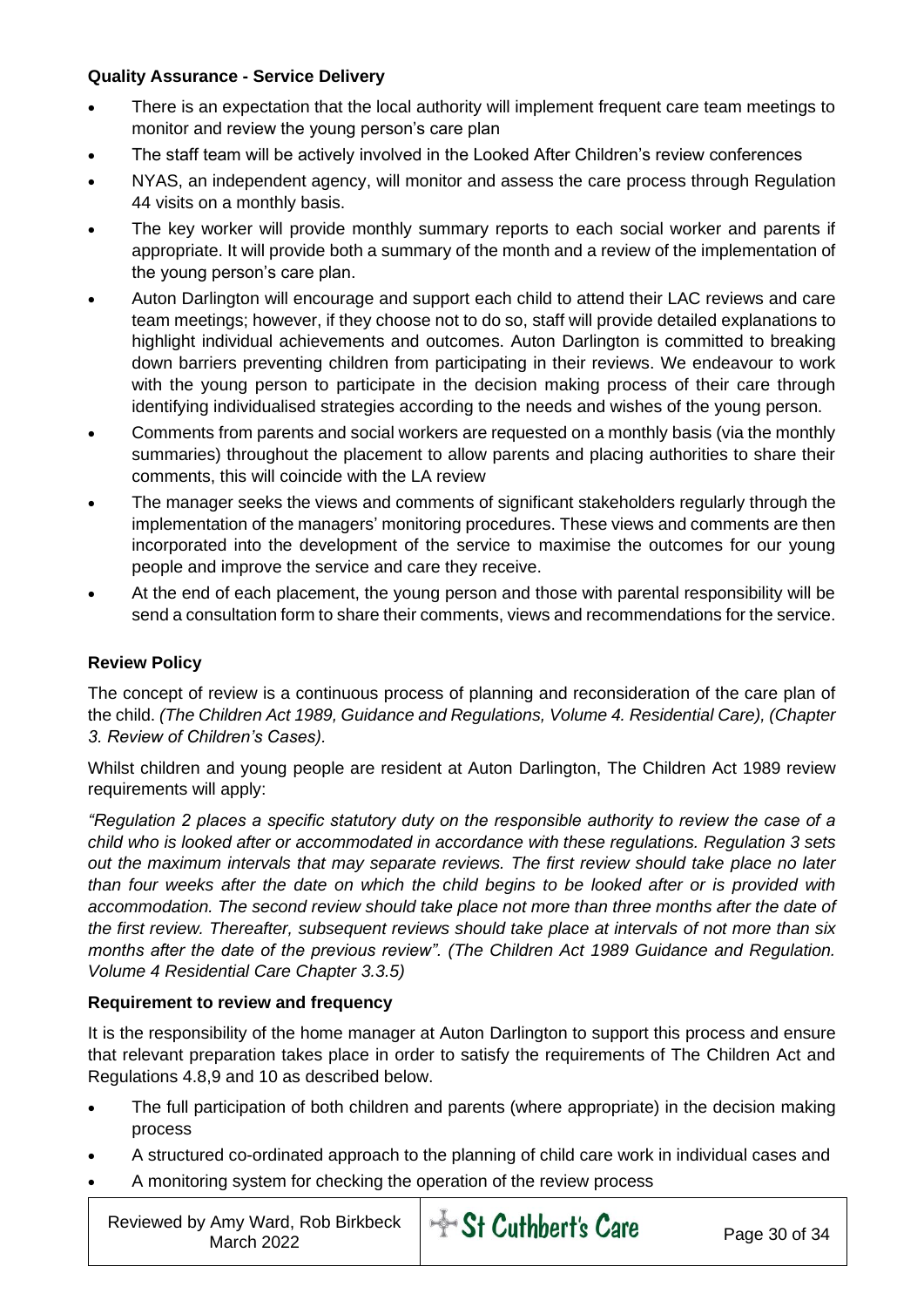**Quality Assurance - Service Delivery**

- There is an expectation that the local authority will implement frequent care team meetings to monitor and review the young person's care plan
- The staff team will be actively involved in the Looked After Children's review conferences
- NYAS, an independent agency, will monitor and assess the care process through Regulation 44 visits on a monthly basis.
- The key worker will provide monthly summary reports to each social worker and parents if appropriate. It will provide both a summary of the month and a review of the implementation of the young person's care plan.
- Auton Darlington will encourage and support each child to attend their LAC reviews and care team meetings; however, if they choose not to do so, staff will provide detailed explanations to highlight individual achievements and outcomes. Auton Darlington is committed to breaking down barriers preventing children from participating in their reviews. We endeavour to work with the young person to participate in the decision making process of their care through identifying individualised strategies according to the needs and wishes of the young person.
- Comments from parents and social workers are requested on a monthly basis (via the monthly summaries) throughout the placement to allow parents and placing authorities to share their comments, this will coincide with the LA review
- The manager seeks the views and comments of significant stakeholders regularly through the implementation of the managers' monitoring procedures. These views and comments are then incorporated into the development of the service to maximise the outcomes for our young people and improve the service and care they receive.
- At the end of each placement, the young person and those with parental responsibility will be send a consultation form to share their comments, views and recommendations for the service.

**Review Policy**

The concept of review is a continuous process of planning and reconsideration of the care plan of the child. *(The Children Act 1989, Guidance and Regulations, Volume 4. Residential Care), (Chapter 3. Review of Children's Cases).*

Whilst children and young people are resident at Auton Darlington, The Children Act 1989 review requirements will apply:

*"Regulation 2 places a specific statutory duty on the responsible authority to review the case of a child who is looked after or accommodated in accordance with these regulations. Regulation 3 sets out the maximum intervals that may separate reviews. The first review should take place no later than four weeks after the date on which the child begins to be looked after or is provided with accommodation. The second review should take place not more than three months after the date of the first review. Thereafter, subsequent reviews should take place at intervals of not more than six months after the date of the previous review". (The Children Act 1989 Guidance and Regulation. Volume 4 Residential Care Chapter 3.3.5)*

**Requirement to review and frequency**

It is the responsibility of the home manager at Auton Darlington to support this process and ensure that relevant preparation takes place in order to satisfy the requirements of The Children Act and Regulations 4.8,9 and 10 as described below.

- The full participation of both children and parents (where appropriate) in the decision making process
- A structured co-ordinated approach to the planning of child care work in individual cases and
- A monitoring system for checking the operation of the review process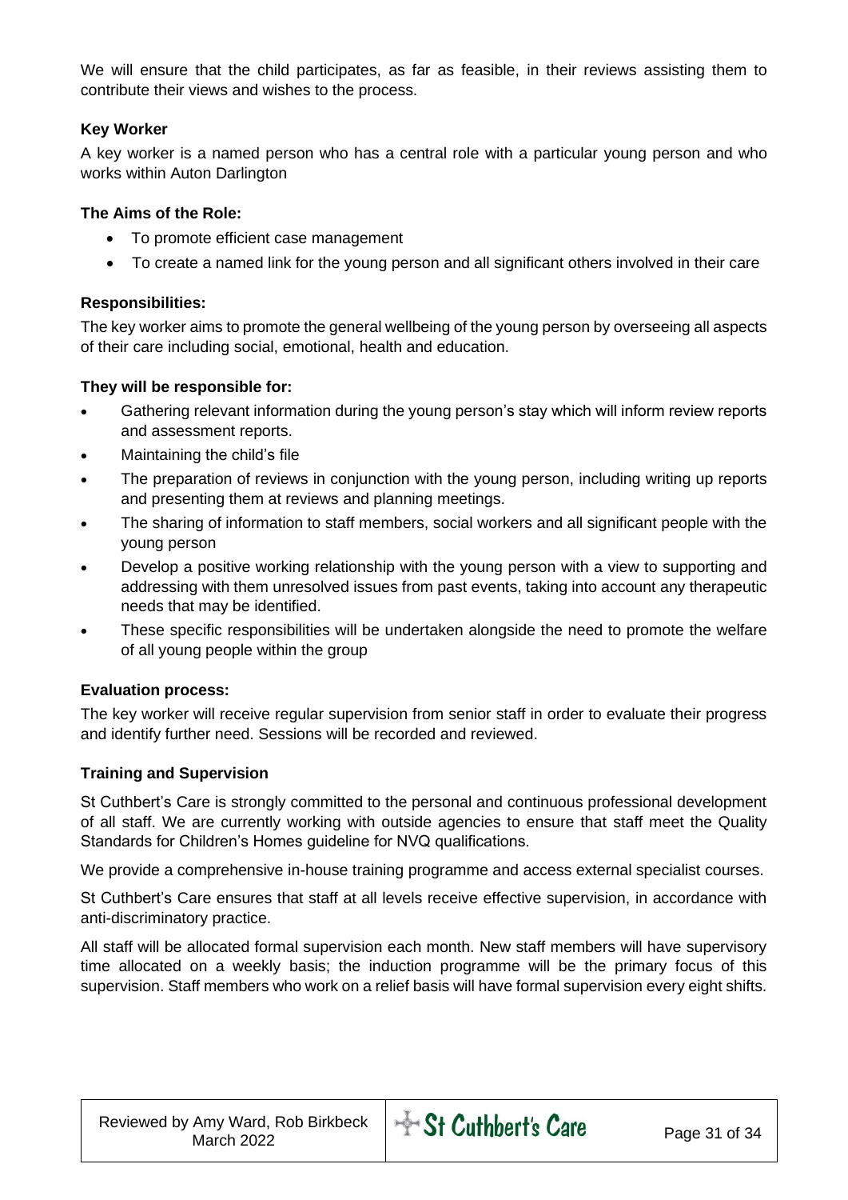We will ensure that the child participates, as far as feasible, in their reviews assisting them to contribute their views and wishes to the process.

**Key Worker**

A key worker is a named person who has a central role with a particular young person and who works within Auton Darlington

**The Aims of the Role:**

- To promote efficient case management
- To create a named link for the young person and all significant others involved in their care

**Responsibilities:**

The key worker aims to promote the general wellbeing of the young person by overseeing all aspects of their care including social, emotional, health and education.

**They will be responsible for:**

- Gathering relevant information during the young person's stay which will inform review reports and assessment reports.
- Maintaining the child's file
- The preparation of reviews in conjunction with the young person, including writing up reports and presenting them at reviews and planning meetings.
- The sharing of information to staff members, social workers and all significant people with the young person
- Develop a positive working relationship with the young person with a view to supporting and addressing with them unresolved issues from past events, taking into account any therapeutic needs that may be identified.
- These specific responsibilities will be undertaken alongside the need to promote the welfare of all young people within the group

**Evaluation process:**

The key worker will receive regular supervision from senior staff in order to evaluate their progress and identify further need. Sessions will be recorded and reviewed.

**Training and Supervision**

St Cuthbert's Care is strongly committed to the personal and continuous professional development of all staff. We are currently working with outside agencies to ensure that staff meet the Quality Standards for Children's Homes guideline for NVQ qualifications.

We provide a comprehensive in-house training programme and access external specialist courses.

St Cuthbert's Care ensures that staff at all levels receive effective supervision, in accordance with anti-discriminatory practice.

All staff will be allocated formal supervision each month. New staff members will have supervisory time allocated on a weekly basis; the induction programme will be the primary focus of this supervision. Staff members who work on a relief basis will have formal supervision every eight shifts.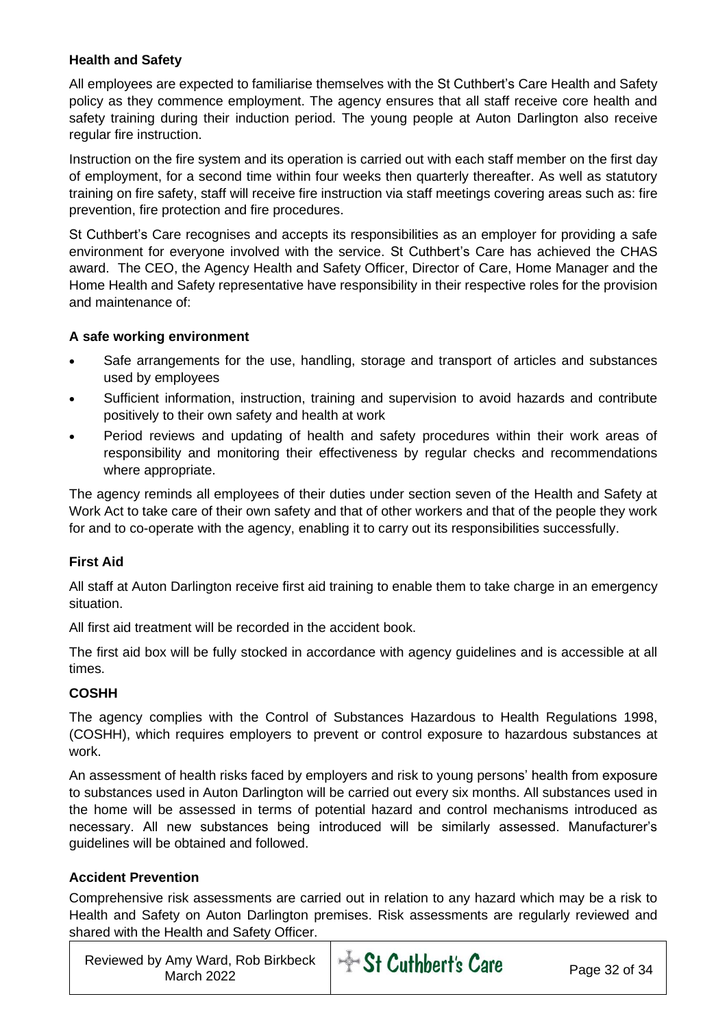### Health and Safety

All employees are expected to familiarise themselves with the St Cuthbert's Care Health and Safety policy as they commence employment. The agency ensures that all staff receive core health and safety training during their induction period. The young people at Auton Darlington also receive regular fire instruction.

Instruction on the fire system and its operation is carried out with each staff member on the first day of employment, for a second time within four weeks then quarterly thereafter. As well as statutory training on fire safety, staff will receive fire instruction via staff meetings covering areas such as: fire prevention, fire protection and fire procedures.

St Cuthbert's Care recognises and accepts its responsibilities as an employer for providing a safe environment for everyone involved with the service. St Cuthbert's Care has achieved the CHAS award. The CEO, the Agency Health and Safety Officer, Director of Care, Home Manager and the Home Health and Safety representative have responsibility in their respective roles for the provision and maintenance of:

### A safe working environment

- Safe arrangements for the use, handling, storage and transport of articles and substances used by employees
- Sufficient information, instruction, training and supervision to avoid hazards and contribute positively to their own safety and health at work
- Period reviews and updating of health and safety procedures within their work areas of responsibility and monitoring their effectiveness by regular checks and recommendations where appropriate.

The agency reminds all employees of their duties under section seven of the Health and Safety at Work Act to take care of their own safety and that of other workers and that of the people they work for and to co-operate with the agency, enabling it to carry out its responsibilities successfully.

### First Aid

All staff at Auton Darlington receive first aid training to enable them to take charge in an emergency situation.

All first aid treatment will be recorded in the accident book.

The first aid box will be fully stocked in accordance with agency guidelines and is accessible at all times.

### COSHH

The agency complies with the Control of Substances Hazardous to Health Regulations 1998, (COSHH), which requires employers to prevent or control exposure to hazardous substances at work.

An assessment of health risks faced by employers and risk to young persons' health from exposure to substances used in Auton Darlington will be carried out every six months. All substances used in the home will be assessed in terms of potential hazard and control mechanisms introduced as necessary. All new substances being introduced will be similarly assessed. Manufacturer's guidelines will be obtained and followed.

### Accident Prevention

Comprehensive risk assessments are carried out in relation to any hazard which may be a risk to Health and Safety on Auton Darlington premises. Risk assessments are regularly reviewed and shared with the Health and Safety Officer.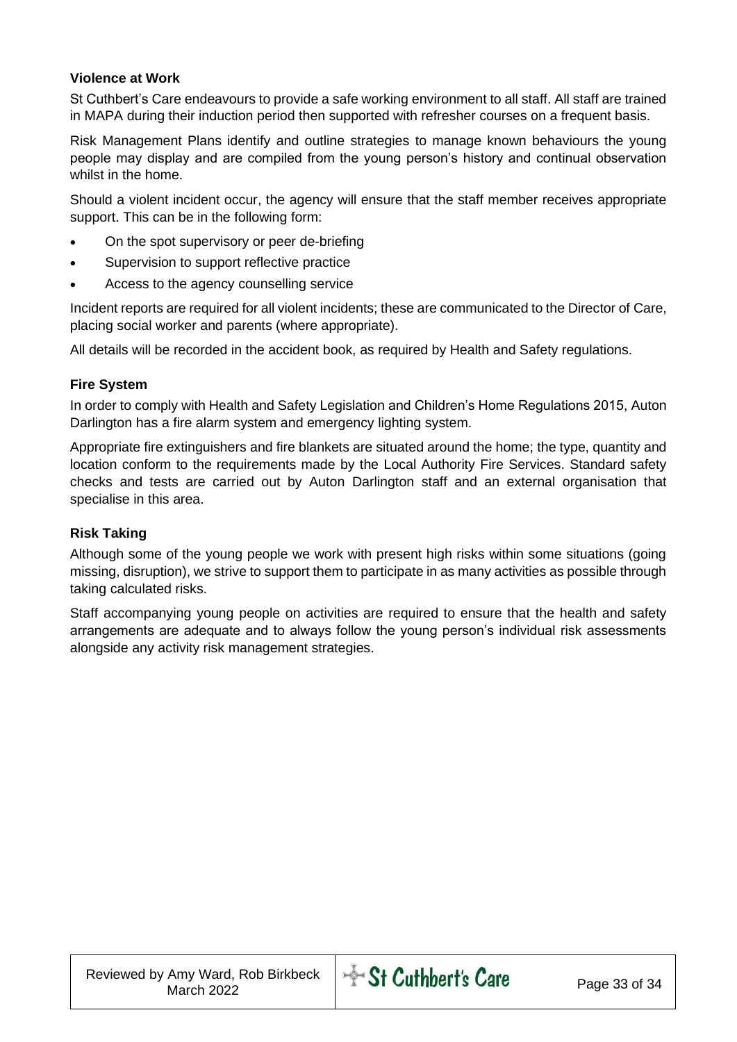**Violence at Work**

St Cuthbert's Care endeavours to provide a safe working environment to all staff. All staff are trained in MAPA during their induction period then supported with refresher courses on a frequent basis.

Risk Management Plans identify and outline strategies to manage known behaviours the young people may display and are compiled from the young person's history and continual observation whilst in the home.

Should a violent incident occur, the agency will ensure that the staff member receives appropriate support. This can be in the following form:

- On the spot supervisory or peer de-briefing
- Supervision to support reflective practice
- Access to the agency counselling service

Incident reports are required for all violent incidents; these are communicated to the Director of Care, placing social worker and parents (where appropriate).

All details will be recorded in the accident book, as required by Health and Safety regulations.

**Fire System**

In order to comply with Health and Safety Legislation and Children's Home Regulations 2015, Auton Darlington has a fire alarm system and emergency lighting system.

Appropriate fire extinguishers and fire blankets are situated around the home; the type, quantity and location conform to the requirements made by the Local Authority Fire Services. Standard safety checks and tests are carried out by Auton Darlington staff and an external organisation that specialise in this area.

**Risk Taking**

Although some of the young people we work with present high risks within some situations (going missing, disruption), we strive to support them to participate in as many activities as possible through taking calculated risks.

Staff accompanying young people on activities are required to ensure that the health and safety arrangements are adequate and to always follow the young person's individual risk assessments alongside any activity risk management strategies.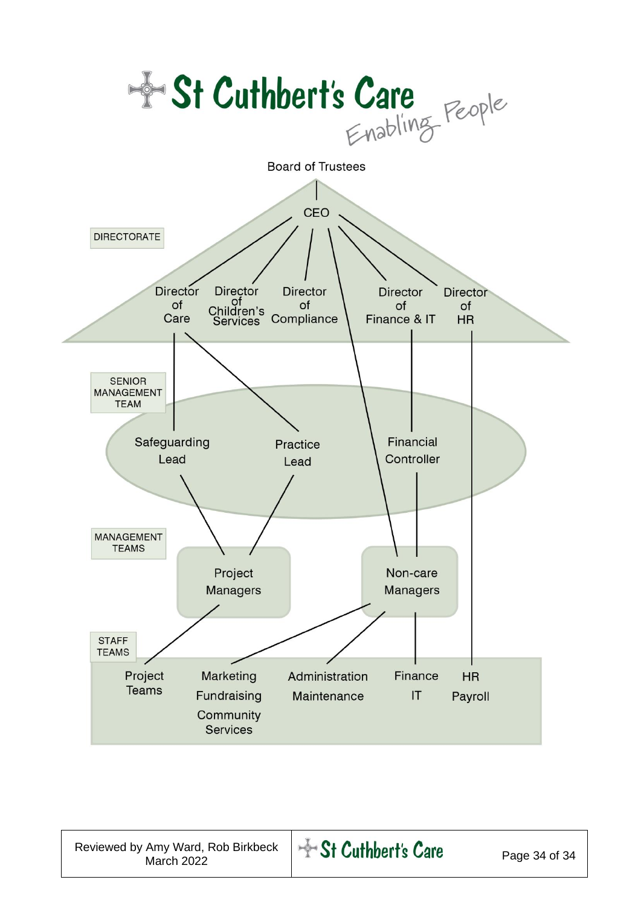St Cuthbert's Care

Enabling People

Board of Trustees

DIRECTORATE

CEO

Director of Care

Director of Children's Services

Director of Compliance

Director of Finance & IT

Director of HR

SENIOR MANAGEMENT TEAM

Safeguarding Lead

Practice Lead

Financial Controller

MANAGEMENT TEAMS

Project Managers

Non-care Managers

STAFF TEAMS

Project Teams

Marketing
Fundraising
Community Services

Administration
Maintenance

Finance
IT

HR
Payroll

Reviewed by Amy Ward, Rob Birkbeck
March 2022